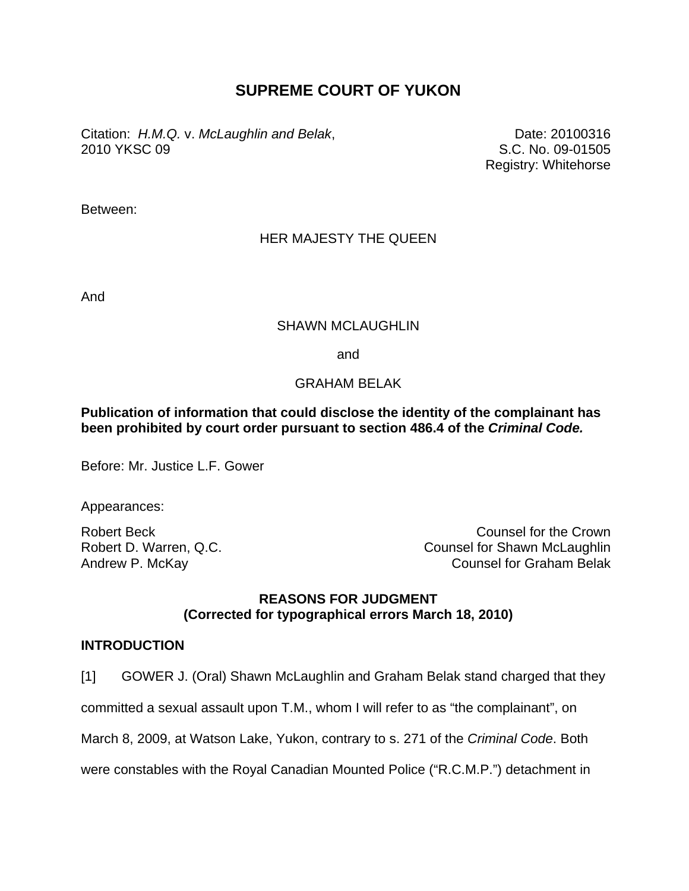# SUPREME COURT OF YUKON

Citation: *H.M.Q.* v. *McLaughlin and Belak*, 2010 YKSC 09

Date: 20100316
S.C. No. 09-01505
Registry: Whitehorse

Between:

HER MAJESTY THE QUEEN

And

SHAWN MCLAUGHLIN

and

GRAHAM BELAK

**Publication of information that could disclose the identity of the complainant has been prohibited by court order pursuant to section 486.4 of the *Criminal Code.***

Before: Mr. Justice L.F. Gower

Appearances:

| | |
|---|---|
| Robert Beck | Counsel for the Crown |
| Robert D. Warren, Q.C. | Counsel for Shawn McLaughlin |
| Andrew P. McKay | Counsel for Graham Belak |

**REASONS FOR JUDGMENT**
**(Corrected for typographical errors March 18, 2010)**

## INTRODUCTION

[1] GOWER J. (Oral) Shawn McLaughlin and Graham Belak stand charged that they committed a sexual assault upon T.M., whom I will refer to as "the complainant", on March 8, 2009, at Watson Lake, Yukon, contrary to s. 271 of the *Criminal Code*. Both were constables with the Royal Canadian Mounted Police ("R.C.M.P.") detachment in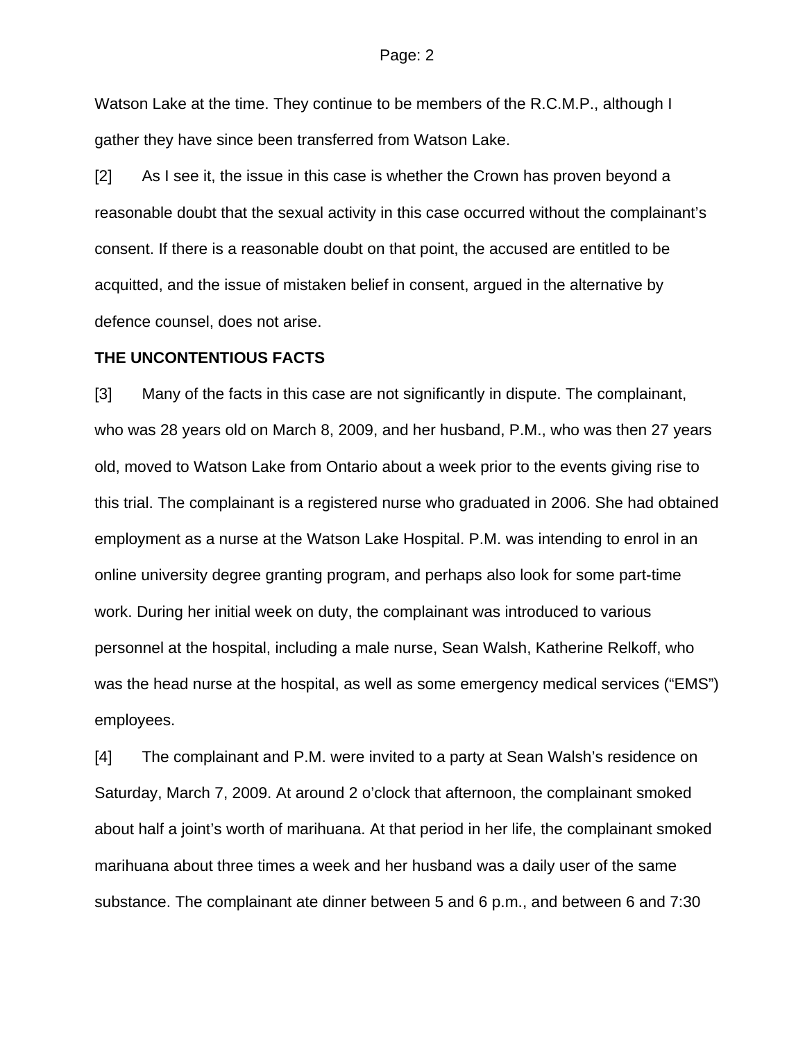Watson Lake at the time. They continue to be members of the R.C.M.P., although I gather they have since been transferred from Watson Lake.

[2] As I see it, the issue in this case is whether the Crown has proven beyond a reasonable doubt that the sexual activity in this case occurred without the complainant's consent. If there is a reasonable doubt on that point, the accused are entitled to be acquitted, and the issue of mistaken belief in consent, argued in the alternative by defence counsel, does not arise.

**THE UNCONTENTIOUS FACTS**

[3] Many of the facts in this case are not significantly in dispute. The complainant, who was 28 years old on March 8, 2009, and her husband, P.M., who was then 27 years old, moved to Watson Lake from Ontario about a week prior to the events giving rise to this trial. The complainant is a registered nurse who graduated in 2006. She had obtained employment as a nurse at the Watson Lake Hospital. P.M. was intending to enrol in an online university degree granting program, and perhaps also look for some part-time work. During her initial week on duty, the complainant was introduced to various personnel at the hospital, including a male nurse, Sean Walsh, Katherine Relkoff, who was the head nurse at the hospital, as well as some emergency medical services ("EMS") employees.

[4] The complainant and P.M. were invited to a party at Sean Walsh's residence on Saturday, March 7, 2009. At around 2 o'clock that afternoon, the complainant smoked about half a joint's worth of marihuana. At that period in her life, the complainant smoked marihuana about three times a week and her husband was a daily user of the same substance. The complainant ate dinner between 5 and 6 p.m., and between 6 and 7:30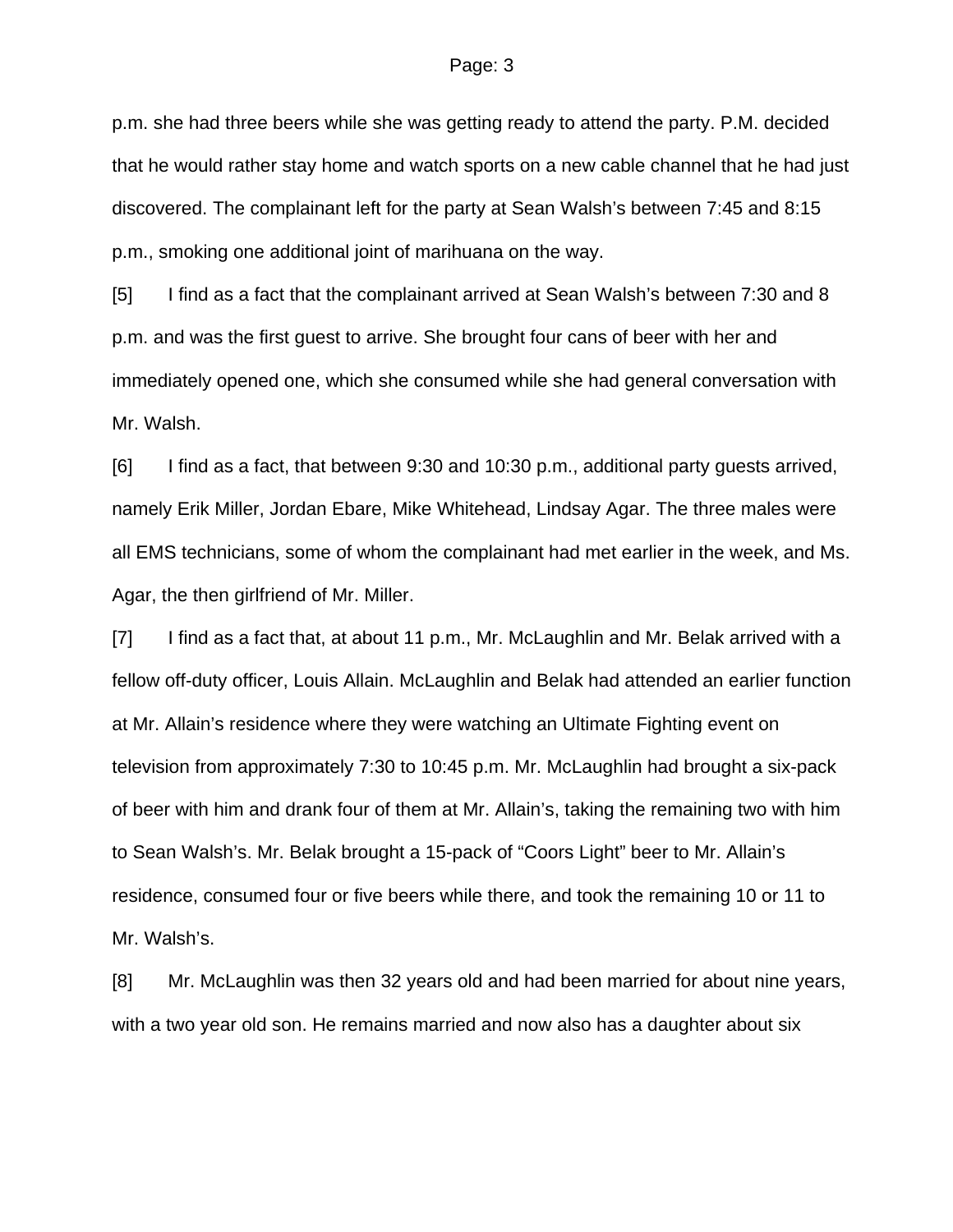p.m. she had three beers while she was getting ready to attend the party. P.M. decided that he would rather stay home and watch sports on a new cable channel that he had just discovered. The complainant left for the party at Sean Walsh's between 7:45 and 8:15 p.m., smoking one additional joint of marihuana on the way.

[5] I find as a fact that the complainant arrived at Sean Walsh's between 7:30 and 8 p.m. and was the first guest to arrive. She brought four cans of beer with her and immediately opened one, which she consumed while she had general conversation with Mr. Walsh.

[6] I find as a fact, that between 9:30 and 10:30 p.m., additional party guests arrived, namely Erik Miller, Jordan Ebare, Mike Whitehead, Lindsay Agar. The three males were all EMS technicians, some of whom the complainant had met earlier in the week, and Ms. Agar, the then girlfriend of Mr. Miller.

[7] I find as a fact that, at about 11 p.m., Mr. McLaughlin and Mr. Belak arrived with a fellow off-duty officer, Louis Allain. McLaughlin and Belak had attended an earlier function at Mr. Allain's residence where they were watching an Ultimate Fighting event on television from approximately 7:30 to 10:45 p.m. Mr. McLaughlin had brought a six-pack of beer with him and drank four of them at Mr. Allain's, taking the remaining two with him to Sean Walsh's. Mr. Belak brought a 15-pack of "Coors Light" beer to Mr. Allain's residence, consumed four or five beers while there, and took the remaining 10 or 11 to Mr. Walsh's.

[8] Mr. McLaughlin was then 32 years old and had been married for about nine years, with a two year old son. He remains married and now also has a daughter about six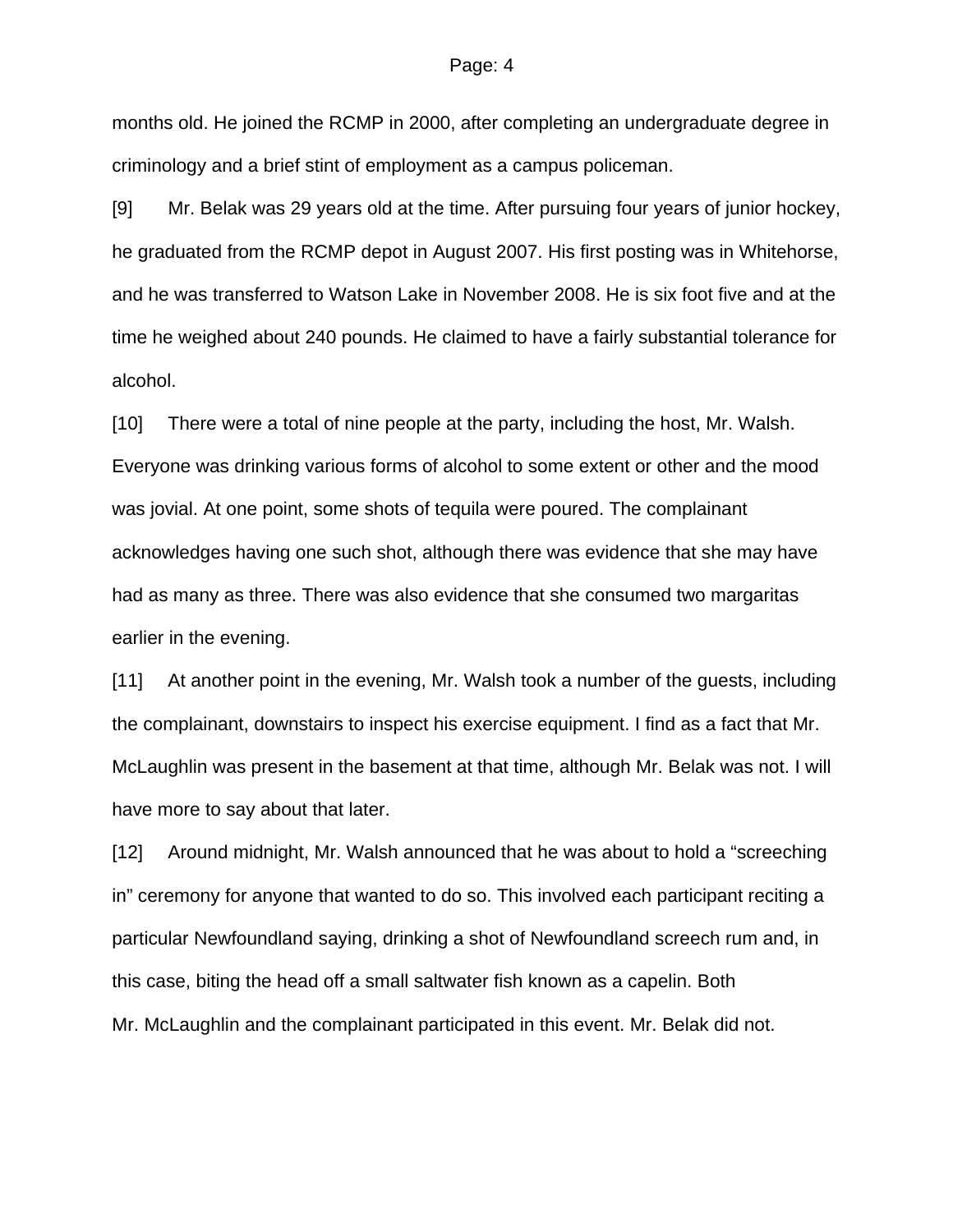months old. He joined the RCMP in 2000, after completing an undergraduate degree in criminology and a brief stint of employment as a campus policeman.

[9] Mr. Belak was 29 years old at the time. After pursuing four years of junior hockey, he graduated from the RCMP depot in August 2007. His first posting was in Whitehorse, and he was transferred to Watson Lake in November 2008. He is six foot five and at the time he weighed about 240 pounds. He claimed to have a fairly substantial tolerance for alcohol.

[10] There were a total of nine people at the party, including the host, Mr. Walsh. Everyone was drinking various forms of alcohol to some extent or other and the mood was jovial. At one point, some shots of tequila were poured. The complainant acknowledges having one such shot, although there was evidence that she may have had as many as three. There was also evidence that she consumed two margaritas earlier in the evening.

[11] At another point in the evening, Mr. Walsh took a number of the guests, including the complainant, downstairs to inspect his exercise equipment. I find as a fact that Mr. McLaughlin was present in the basement at that time, although Mr. Belak was not. I will have more to say about that later.

[12] Around midnight, Mr. Walsh announced that he was about to hold a "screeching in" ceremony for anyone that wanted to do so. This involved each participant reciting a particular Newfoundland saying, drinking a shot of Newfoundland screech rum and, in this case, biting the head off a small saltwater fish known as a capelin. Both Mr. McLaughlin and the complainant participated in this event. Mr. Belak did not.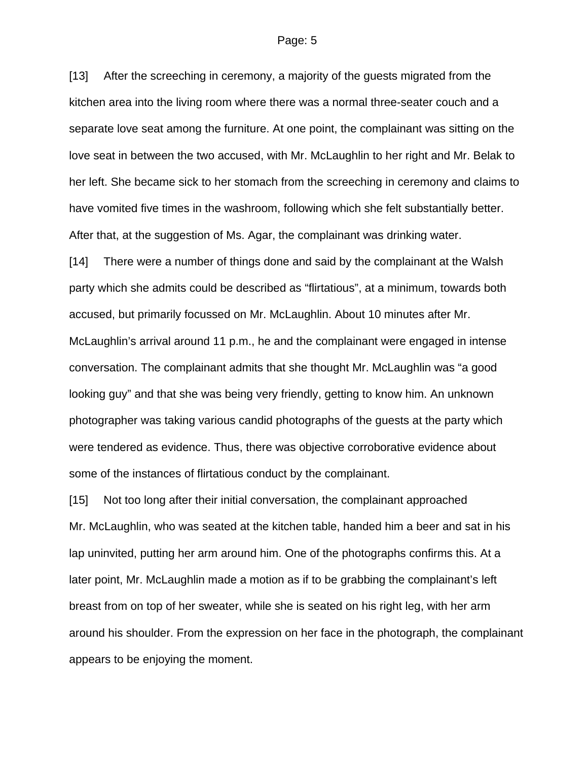[13] After the screeching in ceremony, a majority of the guests migrated from the kitchen area into the living room where there was a normal three-seater couch and a separate love seat among the furniture. At one point, the complainant was sitting on the love seat in between the two accused, with Mr. McLaughlin to her right and Mr. Belak to her left. She became sick to her stomach from the screeching in ceremony and claims to have vomited five times in the washroom, following which she felt substantially better. After that, at the suggestion of Ms. Agar, the complainant was drinking water.

[14] There were a number of things done and said by the complainant at the Walsh party which she admits could be described as "flirtatious", at a minimum, towards both accused, but primarily focussed on Mr. McLaughlin. About 10 minutes after Mr. McLaughlin's arrival around 11 p.m., he and the complainant were engaged in intense conversation. The complainant admits that she thought Mr. McLaughlin was "a good looking guy" and that she was being very friendly, getting to know him. An unknown photographer was taking various candid photographs of the guests at the party which were tendered as evidence. Thus, there was objective corroborative evidence about some of the instances of flirtatious conduct by the complainant.

[15] Not too long after their initial conversation, the complainant approached Mr. McLaughlin, who was seated at the kitchen table, handed him a beer and sat in his lap uninvited, putting her arm around him. One of the photographs confirms this. At a later point, Mr. McLaughlin made a motion as if to be grabbing the complainant's left breast from on top of her sweater, while she is seated on his right leg, with her arm around his shoulder. From the expression on her face in the photograph, the complainant appears to be enjoying the moment.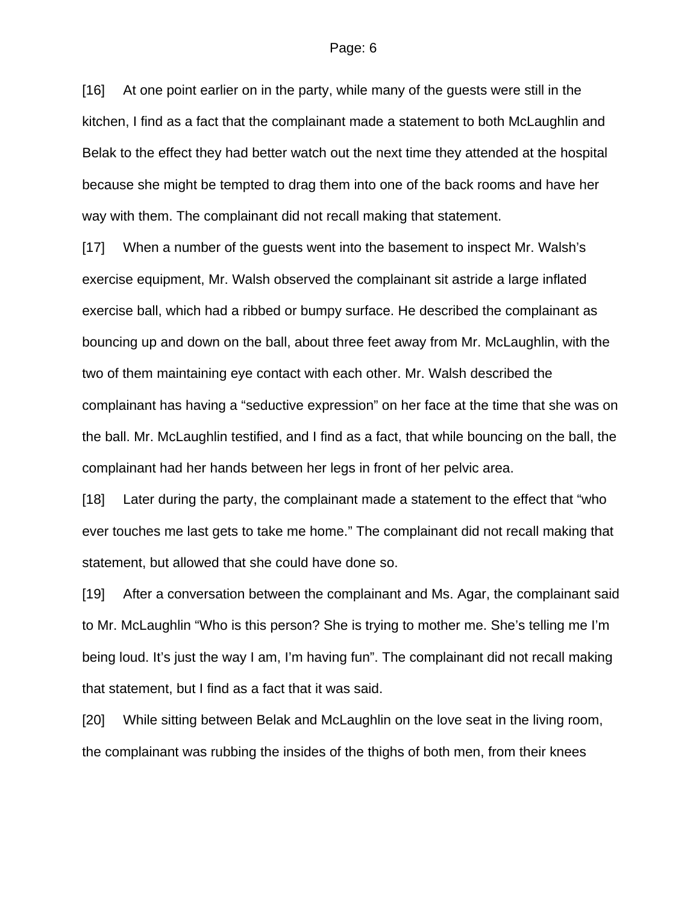[16] At one point earlier on in the party, while many of the guests were still in the kitchen, I find as a fact that the complainant made a statement to both McLaughlin and Belak to the effect they had better watch out the next time they attended at the hospital because she might be tempted to drag them into one of the back rooms and have her way with them. The complainant did not recall making that statement.

[17] When a number of the guests went into the basement to inspect Mr. Walsh's exercise equipment, Mr. Walsh observed the complainant sit astride a large inflated exercise ball, which had a ribbed or bumpy surface. He described the complainant as bouncing up and down on the ball, about three feet away from Mr. McLaughlin, with the two of them maintaining eye contact with each other. Mr. Walsh described the complainant has having a "seductive expression" on her face at the time that she was on the ball. Mr. McLaughlin testified, and I find as a fact, that while bouncing on the ball, the complainant had her hands between her legs in front of her pelvic area.

[18] Later during the party, the complainant made a statement to the effect that "who ever touches me last gets to take me home." The complainant did not recall making that statement, but allowed that she could have done so.

[19] After a conversation between the complainant and Ms. Agar, the complainant said to Mr. McLaughlin "Who is this person? She is trying to mother me. She's telling me I'm being loud. It's just the way I am, I'm having fun". The complainant did not recall making that statement, but I find as a fact that it was said.

[20] While sitting between Belak and McLaughlin on the love seat in the living room, the complainant was rubbing the insides of the thighs of both men, from their knees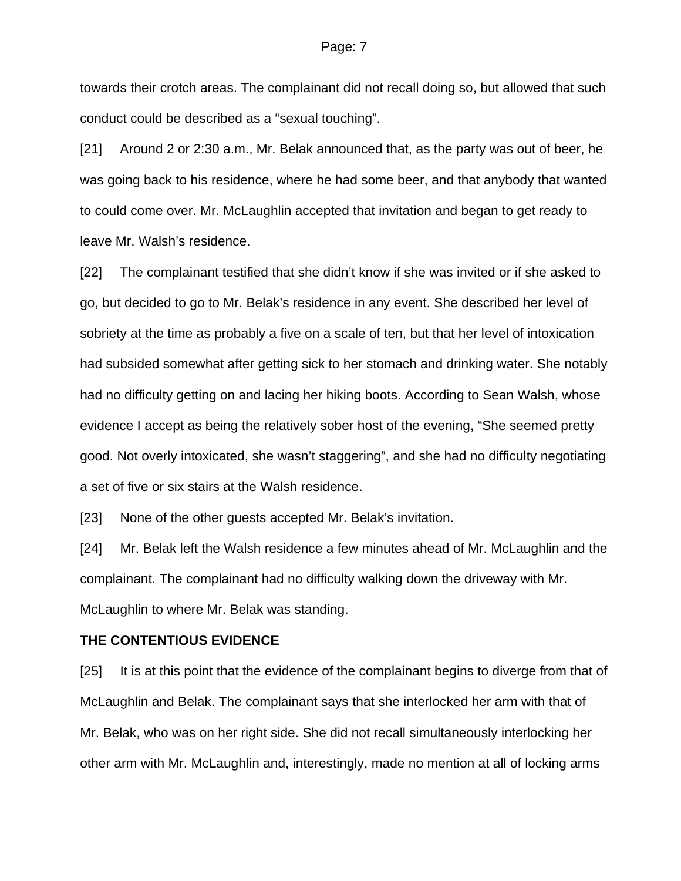towards their crotch areas. The complainant did not recall doing so, but allowed that such conduct could be described as a "sexual touching".

[21] Around 2 or 2:30 a.m., Mr. Belak announced that, as the party was out of beer, he was going back to his residence, where he had some beer, and that anybody that wanted to could come over. Mr. McLaughlin accepted that invitation and began to get ready to leave Mr. Walsh's residence.

[22] The complainant testified that she didn't know if she was invited or if she asked to go, but decided to go to Mr. Belak's residence in any event. She described her level of sobriety at the time as probably a five on a scale of ten, but that her level of intoxication had subsided somewhat after getting sick to her stomach and drinking water. She notably had no difficulty getting on and lacing her hiking boots. According to Sean Walsh, whose evidence I accept as being the relatively sober host of the evening, "She seemed pretty good. Not overly intoxicated, she wasn't staggering", and she had no difficulty negotiating a set of five or six stairs at the Walsh residence.

[23] None of the other guests accepted Mr. Belak's invitation.

[24] Mr. Belak left the Walsh residence a few minutes ahead of Mr. McLaughlin and the complainant. The complainant had no difficulty walking down the driveway with Mr. McLaughlin to where Mr. Belak was standing.

**THE CONTENTIOUS EVIDENCE**

[25] It is at this point that the evidence of the complainant begins to diverge from that of McLaughlin and Belak. The complainant says that she interlocked her arm with that of Mr. Belak, who was on her right side. She did not recall simultaneously interlocking her other arm with Mr. McLaughlin and, interestingly, made no mention at all of locking arms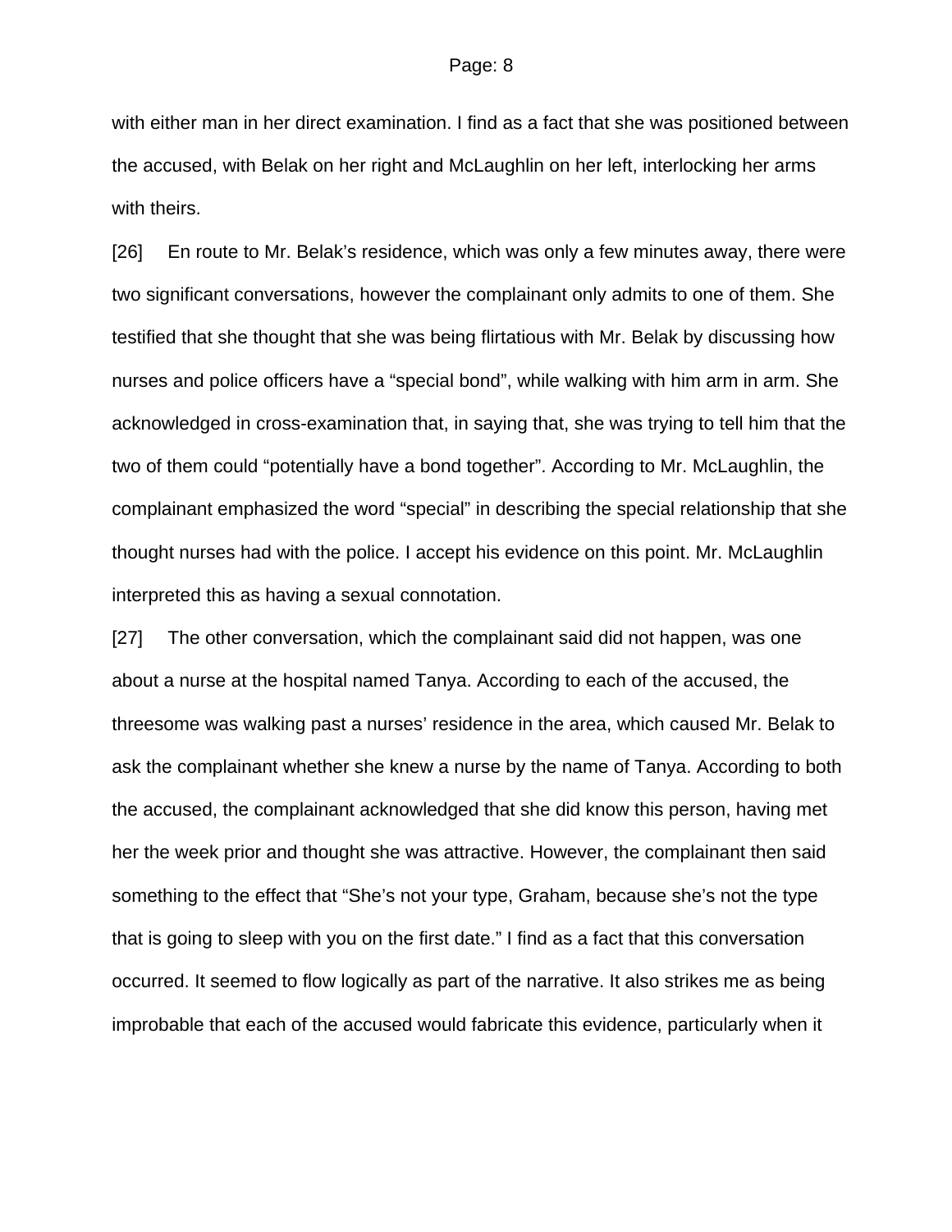with either man in her direct examination. I find as a fact that she was positioned between the accused, with Belak on her right and McLaughlin on her left, interlocking her arms with theirs.

[26] En route to Mr. Belak's residence, which was only a few minutes away, there were two significant conversations, however the complainant only admits to one of them. She testified that she thought that she was being flirtatious with Mr. Belak by discussing how nurses and police officers have a "special bond", while walking with him arm in arm. She acknowledged in cross-examination that, in saying that, she was trying to tell him that the two of them could "potentially have a bond together". According to Mr. McLaughlin, the complainant emphasized the word "special" in describing the special relationship that she thought nurses had with the police. I accept his evidence on this point. Mr. McLaughlin interpreted this as having a sexual connotation.

[27] The other conversation, which the complainant said did not happen, was one about a nurse at the hospital named Tanya. According to each of the accused, the threesome was walking past a nurses' residence in the area, which caused Mr. Belak to ask the complainant whether she knew a nurse by the name of Tanya. According to both the accused, the complainant acknowledged that she did know this person, having met her the week prior and thought she was attractive. However, the complainant then said something to the effect that "She's not your type, Graham, because she's not the type that is going to sleep with you on the first date." I find as a fact that this conversation occurred. It seemed to flow logically as part of the narrative. It also strikes me as being improbable that each of the accused would fabricate this evidence, particularly when it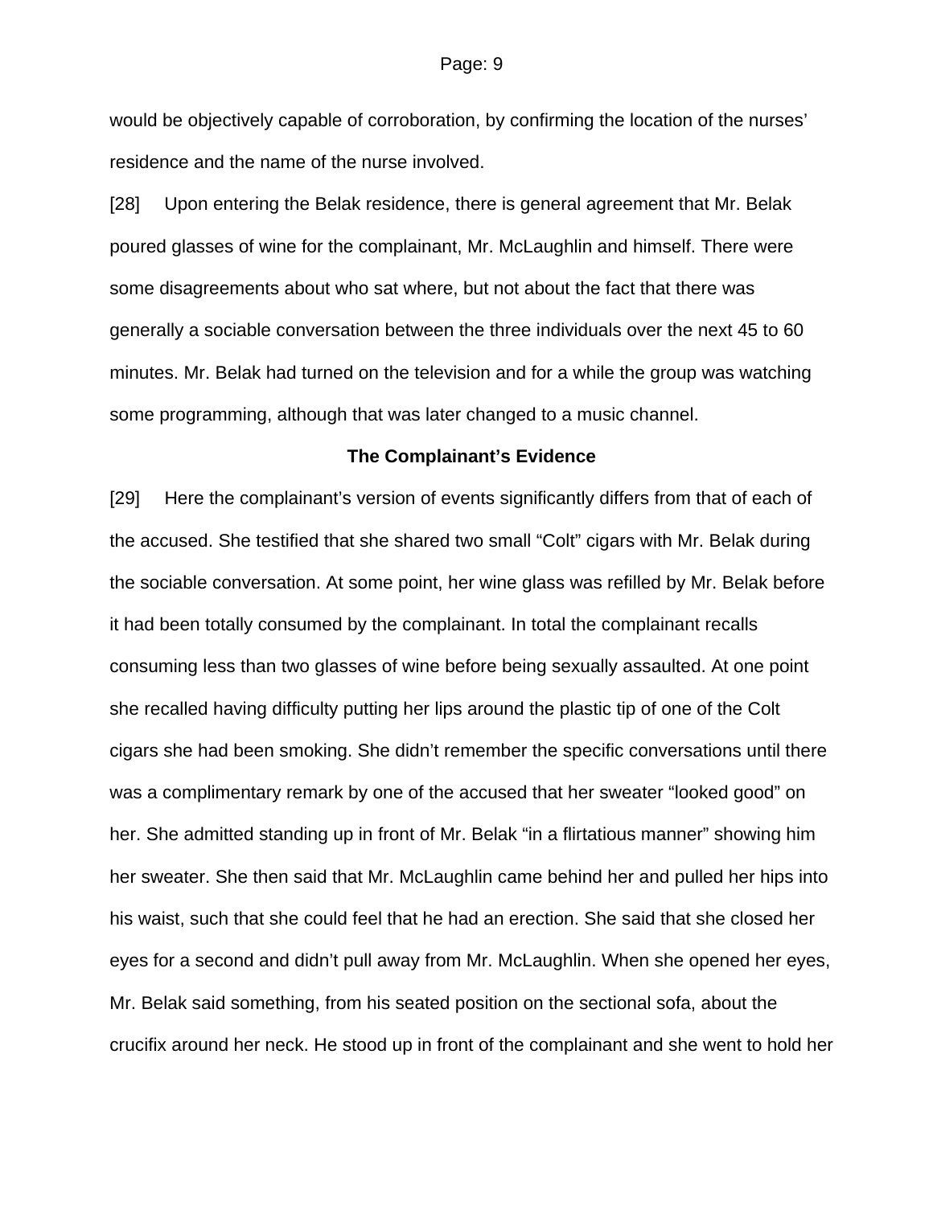would be objectively capable of corroboration, by confirming the location of the nurses' residence and the name of the nurse involved.

[28] Upon entering the Belak residence, there is general agreement that Mr. Belak poured glasses of wine for the complainant, Mr. McLaughlin and himself. There were some disagreements about who sat where, but not about the fact that there was generally a sociable conversation between the three individuals over the next 45 to 60 minutes. Mr. Belak had turned on the television and for a while the group was watching some programming, although that was later changed to a music channel.

### The Complainant's Evidence

[29] Here the complainant's version of events significantly differs from that of each of the accused. She testified that she shared two small "Colt" cigars with Mr. Belak during the sociable conversation. At some point, her wine glass was refilled by Mr. Belak before it had been totally consumed by the complainant. In total the complainant recalls consuming less than two glasses of wine before being sexually assaulted. At one point she recalled having difficulty putting her lips around the plastic tip of one of the Colt cigars she had been smoking. She didn't remember the specific conversations until there was a complimentary remark by one of the accused that her sweater "looked good" on her. She admitted standing up in front of Mr. Belak "in a flirtatious manner" showing him her sweater. She then said that Mr. McLaughlin came behind her and pulled her hips into his waist, such that she could feel that he had an erection. She said that she closed her eyes for a second and didn't pull away from Mr. McLaughlin. When she opened her eyes, Mr. Belak said something, from his seated position on the sectional sofa, about the crucifix around her neck. He stood up in front of the complainant and she went to hold her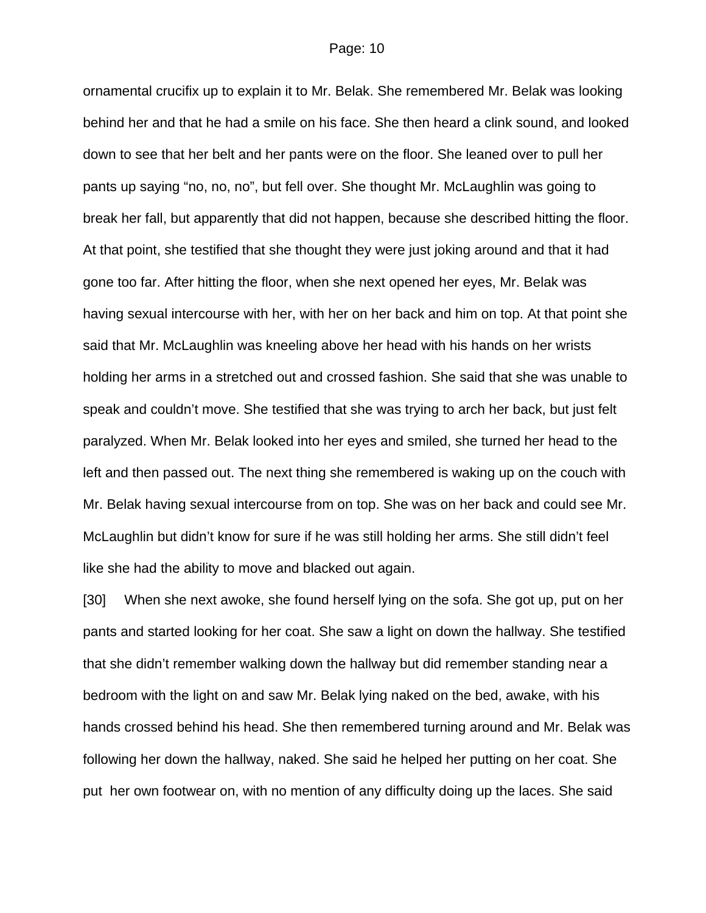ornamental crucifix up to explain it to Mr. Belak. She remembered Mr. Belak was looking behind her and that he had a smile on his face. She then heard a clink sound, and looked down to see that her belt and her pants were on the floor. She leaned over to pull her pants up saying "no, no, no", but fell over. She thought Mr. McLaughlin was going to break her fall, but apparently that did not happen, because she described hitting the floor. At that point, she testified that she thought they were just joking around and that it had gone too far. After hitting the floor, when she next opened her eyes, Mr. Belak was having sexual intercourse with her, with her on her back and him on top. At that point she said that Mr. McLaughlin was kneeling above her head with his hands on her wrists holding her arms in a stretched out and crossed fashion. She said that she was unable to speak and couldn't move. She testified that she was trying to arch her back, but just felt paralyzed. When Mr. Belak looked into her eyes and smiled, she turned her head to the left and then passed out. The next thing she remembered is waking up on the couch with Mr. Belak having sexual intercourse from on top. She was on her back and could see Mr. McLaughlin but didn't know for sure if he was still holding her arms. She still didn't feel like she had the ability to move and blacked out again.

[30] When she next awoke, she found herself lying on the sofa. She got up, put on her pants and started looking for her coat. She saw a light on down the hallway. She testified that she didn't remember walking down the hallway but did remember standing near a bedroom with the light on and saw Mr. Belak lying naked on the bed, awake, with his hands crossed behind his head. She then remembered turning around and Mr. Belak was following her down the hallway, naked. She said he helped her putting on her coat. She put her own footwear on, with no mention of any difficulty doing up the laces. She said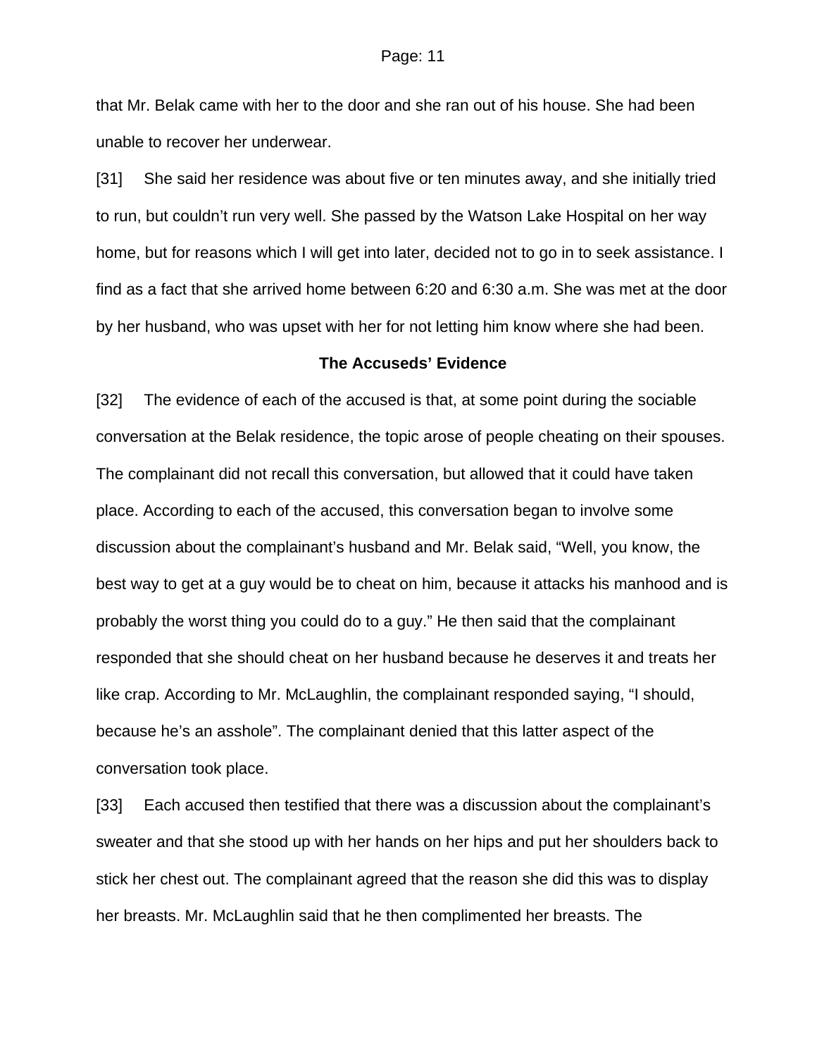that Mr. Belak came with her to the door and she ran out of his house. She had been unable to recover her underwear.

[31] She said her residence was about five or ten minutes away, and she initially tried to run, but couldn't run very well. She passed by the Watson Lake Hospital on her way home, but for reasons which I will get into later, decided not to go in to seek assistance. I find as a fact that she arrived home between 6:20 and 6:30 a.m. She was met at the door by her husband, who was upset with her for not letting him know where she had been.

**The Accuseds' Evidence**

[32] The evidence of each of the accused is that, at some point during the sociable conversation at the Belak residence, the topic arose of people cheating on their spouses. The complainant did not recall this conversation, but allowed that it could have taken place. According to each of the accused, this conversation began to involve some discussion about the complainant's husband and Mr. Belak said, "Well, you know, the best way to get at a guy would be to cheat on him, because it attacks his manhood and is probably the worst thing you could do to a guy." He then said that the complainant responded that she should cheat on her husband because he deserves it and treats her like crap. According to Mr. McLaughlin, the complainant responded saying, "I should, because he's an asshole". The complainant denied that this latter aspect of the conversation took place.

[33] Each accused then testified that there was a discussion about the complainant's sweater and that she stood up with her hands on her hips and put her shoulders back to stick her chest out. The complainant agreed that the reason she did this was to display her breasts. Mr. McLaughlin said that he then complimented her breasts. The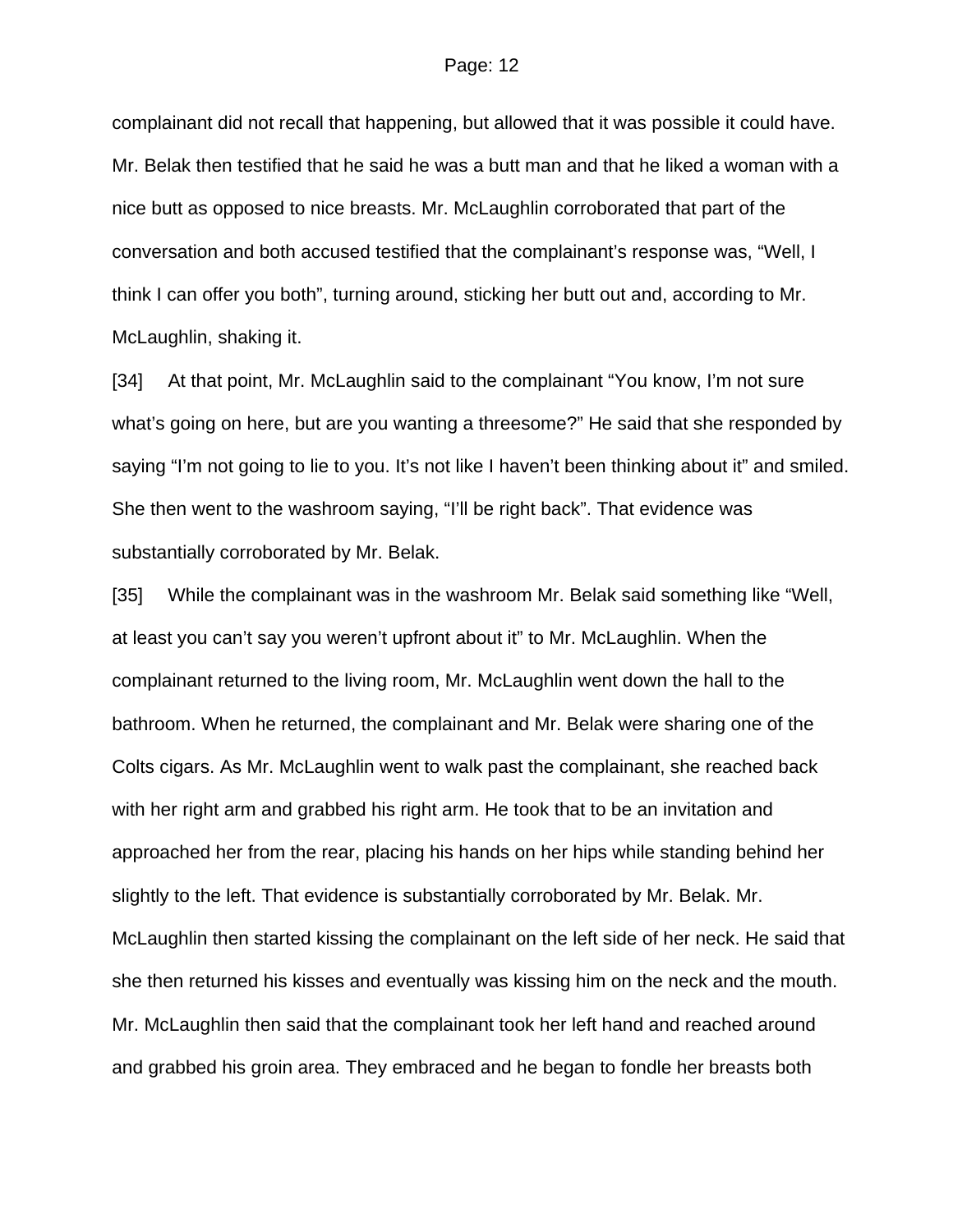complainant did not recall that happening, but allowed that it was possible it could have. Mr. Belak then testified that he said he was a butt man and that he liked a woman with a nice butt as opposed to nice breasts. Mr. McLaughlin corroborated that part of the conversation and both accused testified that the complainant's response was, "Well, I think I can offer you both", turning around, sticking her butt out and, according to Mr. McLaughlin, shaking it.

[34] At that point, Mr. McLaughlin said to the complainant "You know, I'm not sure what's going on here, but are you wanting a threesome?" He said that she responded by saying "I'm not going to lie to you. It's not like I haven't been thinking about it" and smiled. She then went to the washroom saying, "I'll be right back". That evidence was substantially corroborated by Mr. Belak.

[35] While the complainant was in the washroom Mr. Belak said something like "Well, at least you can't say you weren't upfront about it" to Mr. McLaughlin. When the complainant returned to the living room, Mr. McLaughlin went down the hall to the bathroom. When he returned, the complainant and Mr. Belak were sharing one of the Colts cigars. As Mr. McLaughlin went to walk past the complainant, she reached back with her right arm and grabbed his right arm. He took that to be an invitation and approached her from the rear, placing his hands on her hips while standing behind her slightly to the left. That evidence is substantially corroborated by Mr. Belak. Mr. McLaughlin then started kissing the complainant on the left side of her neck. He said that she then returned his kisses and eventually was kissing him on the neck and the mouth. Mr. McLaughlin then said that the complainant took her left hand and reached around and grabbed his groin area. They embraced and he began to fondle her breasts both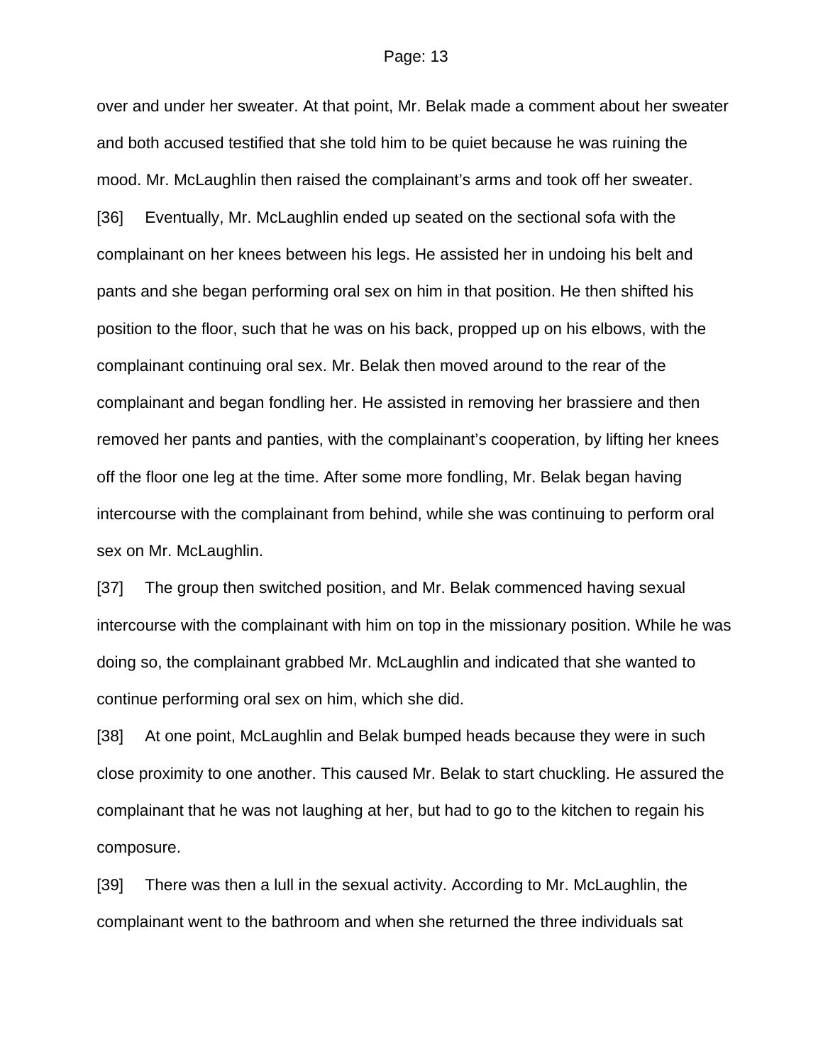over and under her sweater. At that point, Mr. Belak made a comment about her sweater and both accused testified that she told him to be quiet because he was ruining the mood. Mr. McLaughlin then raised the complainant's arms and took off her sweater.

[36] Eventually, Mr. McLaughlin ended up seated on the sectional sofa with the complainant on her knees between his legs. He assisted her in undoing his belt and pants and she began performing oral sex on him in that position. He then shifted his position to the floor, such that he was on his back, propped up on his elbows, with the complainant continuing oral sex. Mr. Belak then moved around to the rear of the complainant and began fondling her. He assisted in removing her brassiere and then removed her pants and panties, with the complainant's cooperation, by lifting her knees off the floor one leg at the time. After some more fondling, Mr. Belak began having intercourse with the complainant from behind, while she was continuing to perform oral sex on Mr. McLaughlin.

[37] The group then switched position, and Mr. Belak commenced having sexual intercourse with the complainant with him on top in the missionary position. While he was doing so, the complainant grabbed Mr. McLaughlin and indicated that she wanted to continue performing oral sex on him, which she did.

[38] At one point, McLaughlin and Belak bumped heads because they were in such close proximity to one another. This caused Mr. Belak to start chuckling. He assured the complainant that he was not laughing at her, but had to go to the kitchen to regain his composure.

[39] There was then a lull in the sexual activity. According to Mr. McLaughlin, the complainant went to the bathroom and when she returned the three individuals sat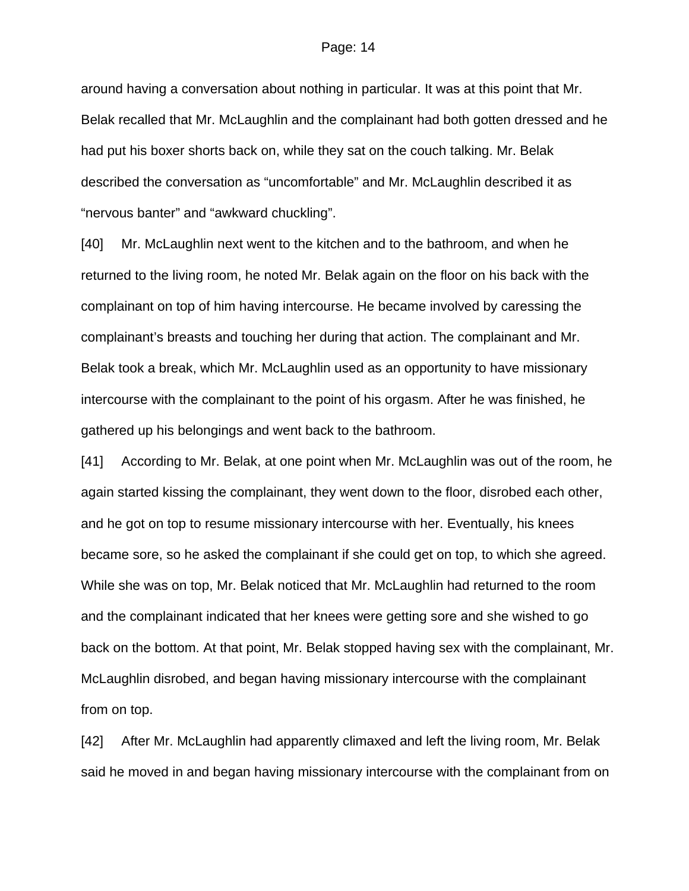around having a conversation about nothing in particular. It was at this point that Mr. Belak recalled that Mr. McLaughlin and the complainant had both gotten dressed and he had put his boxer shorts back on, while they sat on the couch talking. Mr. Belak described the conversation as “uncomfortable” and Mr. McLaughlin described it as “nervous banter” and “awkward chuckling”.

[40] Mr. McLaughlin next went to the kitchen and to the bathroom, and when he returned to the living room, he noted Mr. Belak again on the floor on his back with the complainant on top of him having intercourse. He became involved by caressing the complainant’s breasts and touching her during that action. The complainant and Mr. Belak took a break, which Mr. McLaughlin used as an opportunity to have missionary intercourse with the complainant to the point of his orgasm. After he was finished, he gathered up his belongings and went back to the bathroom.

[41] According to Mr. Belak, at one point when Mr. McLaughlin was out of the room, he again started kissing the complainant, they went down to the floor, disrobed each other, and he got on top to resume missionary intercourse with her. Eventually, his knees became sore, so he asked the complainant if she could get on top, to which she agreed. While she was on top, Mr. Belak noticed that Mr. McLaughlin had returned to the room and the complainant indicated that her knees were getting sore and she wished to go back on the bottom. At that point, Mr. Belak stopped having sex with the complainant, Mr. McLaughlin disrobed, and began having missionary intercourse with the complainant from on top.

[42] After Mr. McLaughlin had apparently climaxed and left the living room, Mr. Belak said he moved in and began having missionary intercourse with the complainant from on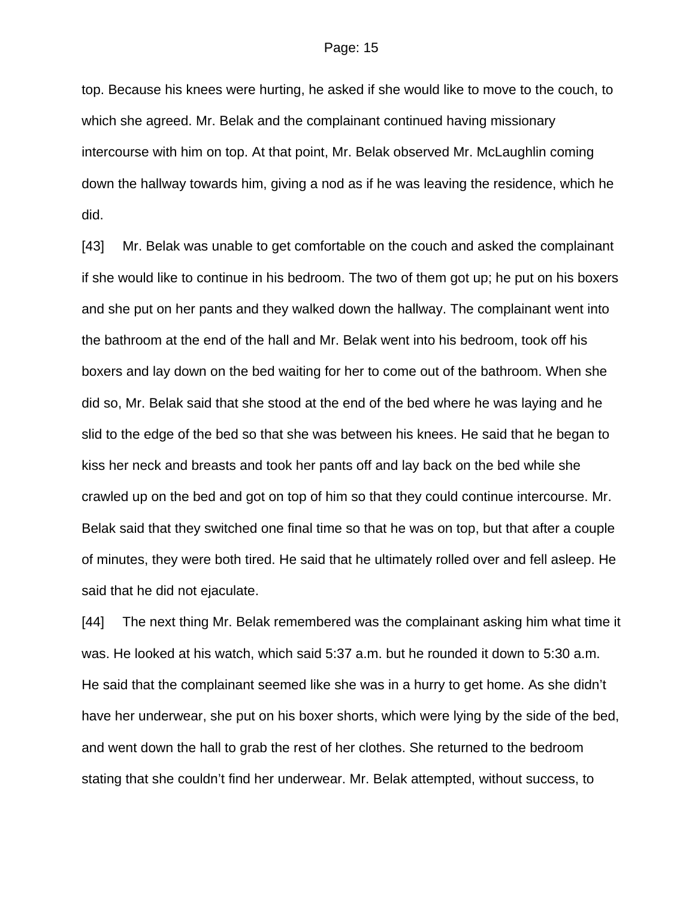top. Because his knees were hurting, he asked if she would like to move to the couch, to which she agreed. Mr. Belak and the complainant continued having missionary intercourse with him on top. At that point, Mr. Belak observed Mr. McLaughlin coming down the hallway towards him, giving a nod as if he was leaving the residence, which he did.

[43] Mr. Belak was unable to get comfortable on the couch and asked the complainant if she would like to continue in his bedroom. The two of them got up; he put on his boxers and she put on her pants and they walked down the hallway. The complainant went into the bathroom at the end of the hall and Mr. Belak went into his bedroom, took off his boxers and lay down on the bed waiting for her to come out of the bathroom. When she did so, Mr. Belak said that she stood at the end of the bed where he was laying and he slid to the edge of the bed so that she was between his knees. He said that he began to kiss her neck and breasts and took her pants off and lay back on the bed while she crawled up on the bed and got on top of him so that they could continue intercourse. Mr. Belak said that they switched one final time so that he was on top, but that after a couple of minutes, they were both tired. He said that he ultimately rolled over and fell asleep. He said that he did not ejaculate.

[44] The next thing Mr. Belak remembered was the complainant asking him what time it was. He looked at his watch, which said 5:37 a.m. but he rounded it down to 5:30 a.m. He said that the complainant seemed like she was in a hurry to get home. As she didn't have her underwear, she put on his boxer shorts, which were lying by the side of the bed, and went down the hall to grab the rest of her clothes. She returned to the bedroom stating that she couldn't find her underwear. Mr. Belak attempted, without success, to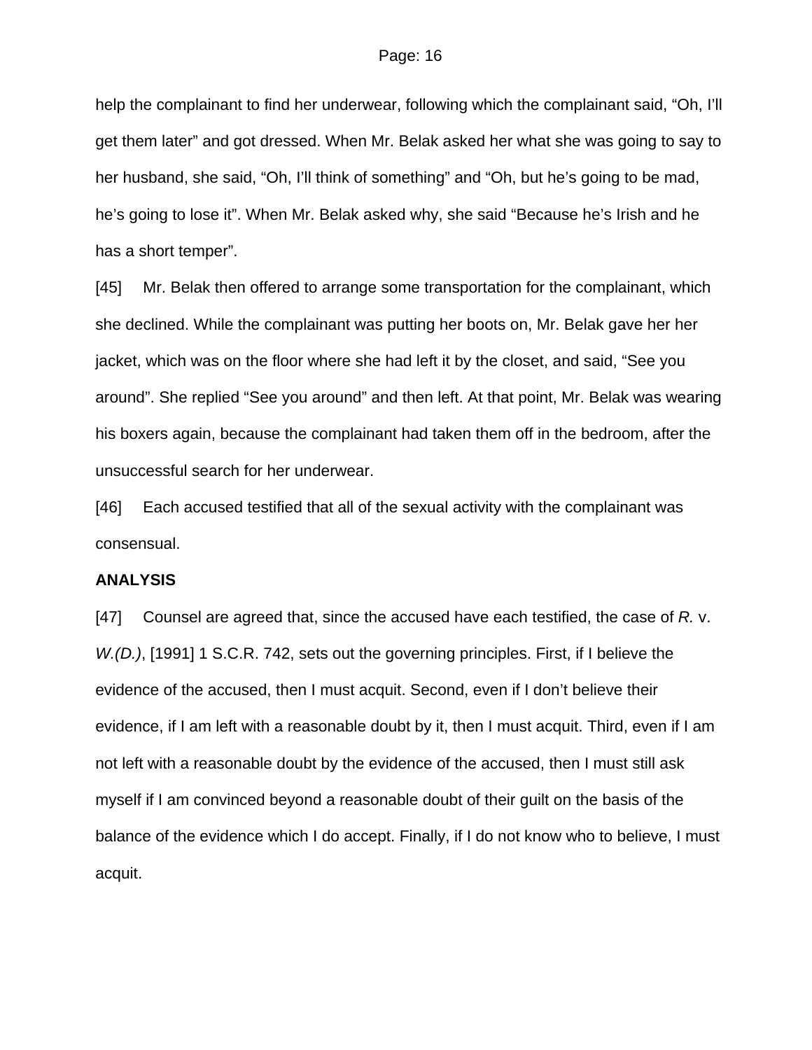help the complainant to find her underwear, following which the complainant said, “Oh, I’ll get them later” and got dressed. When Mr. Belak asked her what she was going to say to her husband, she said, “Oh, I’ll think of something” and “Oh, but he’s going to be mad, he’s going to lose it”. When Mr. Belak asked why, she said “Because he’s Irish and he has a short temper”.

[45] Mr. Belak then offered to arrange some transportation for the complainant, which she declined. While the complainant was putting her boots on, Mr. Belak gave her her jacket, which was on the floor where she had left it by the closet, and said, “See you around”. She replied “See you around” and then left. At that point, Mr. Belak was wearing his boxers again, because the complainant had taken them off in the bedroom, after the unsuccessful search for her underwear.

[46] Each accused testified that all of the sexual activity with the complainant was consensual.

**ANALYSIS**

[47] Counsel are agreed that, since the accused have each testified, the case of *R.* v. *W.(D.)*, [1991] 1 S.C.R. 742, sets out the governing principles. First, if I believe the evidence of the accused, then I must acquit. Second, even if I don’t believe their evidence, if I am left with a reasonable doubt by it, then I must acquit. Third, even if I am not left with a reasonable doubt by the evidence of the accused, then I must still ask myself if I am convinced beyond a reasonable doubt of their guilt on the basis of the balance of the evidence which I do accept. Finally, if I do not know who to believe, I must acquit.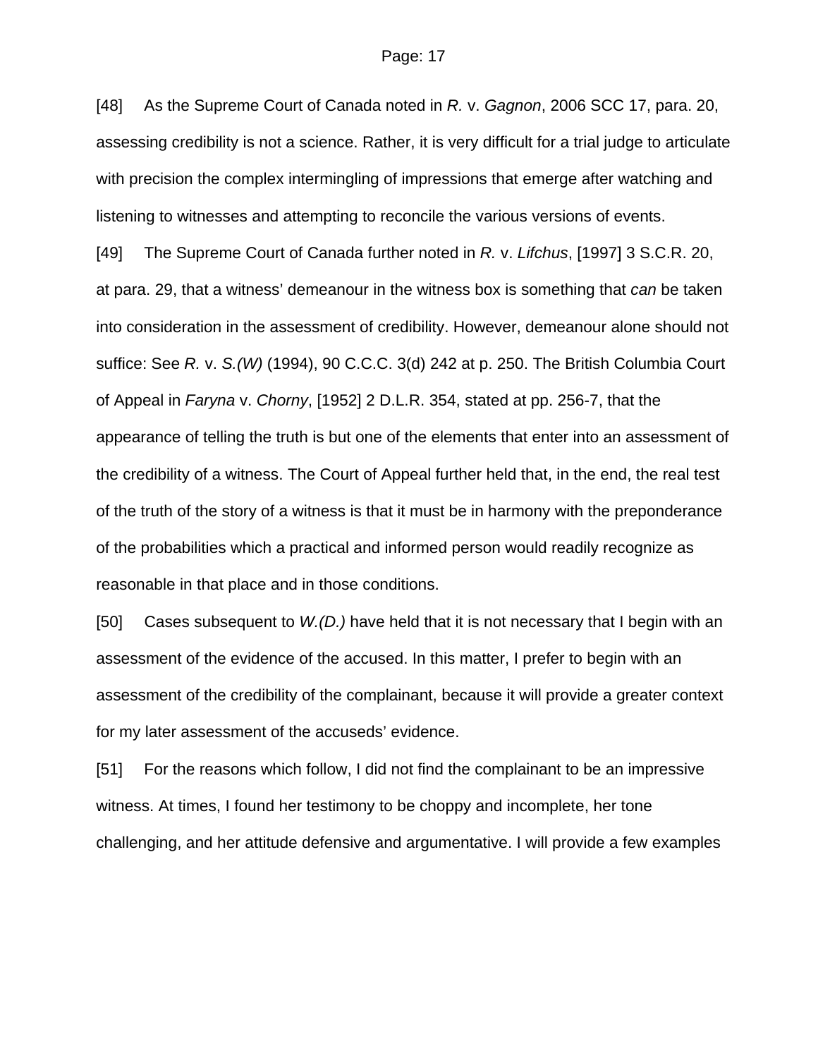[48] As the Supreme Court of Canada noted in *R.* v. *Gagnon*, 2006 SCC 17, para. 20, assessing credibility is not a science. Rather, it is very difficult for a trial judge to articulate with precision the complex intermingling of impressions that emerge after watching and listening to witnesses and attempting to reconcile the various versions of events.

[49] The Supreme Court of Canada further noted in *R.* v. *Lifchus*, [1997] 3 S.C.R. 20, at para. 29, that a witness' demeanour in the witness box is something that *can* be taken into consideration in the assessment of credibility. However, demeanour alone should not suffice: See *R.* v. *S.(W)* (1994), 90 C.C.C. 3(d) 242 at p. 250. The British Columbia Court of Appeal in *Faryna* v. *Chorny*, [1952] 2 D.L.R. 354, stated at pp. 256-7, that the appearance of telling the truth is but one of the elements that enter into an assessment of the credibility of a witness. The Court of Appeal further held that, in the end, the real test of the truth of the story of a witness is that it must be in harmony with the preponderance of the probabilities which a practical and informed person would readily recognize as reasonable in that place and in those conditions.

[50] Cases subsequent to *W.(D.)* have held that it is not necessary that I begin with an assessment of the evidence of the accused. In this matter, I prefer to begin with an assessment of the credibility of the complainant, because it will provide a greater context for my later assessment of the accuseds' evidence.

[51] For the reasons which follow, I did not find the complainant to be an impressive witness. At times, I found her testimony to be choppy and incomplete, her tone challenging, and her attitude defensive and argumentative. I will provide a few examples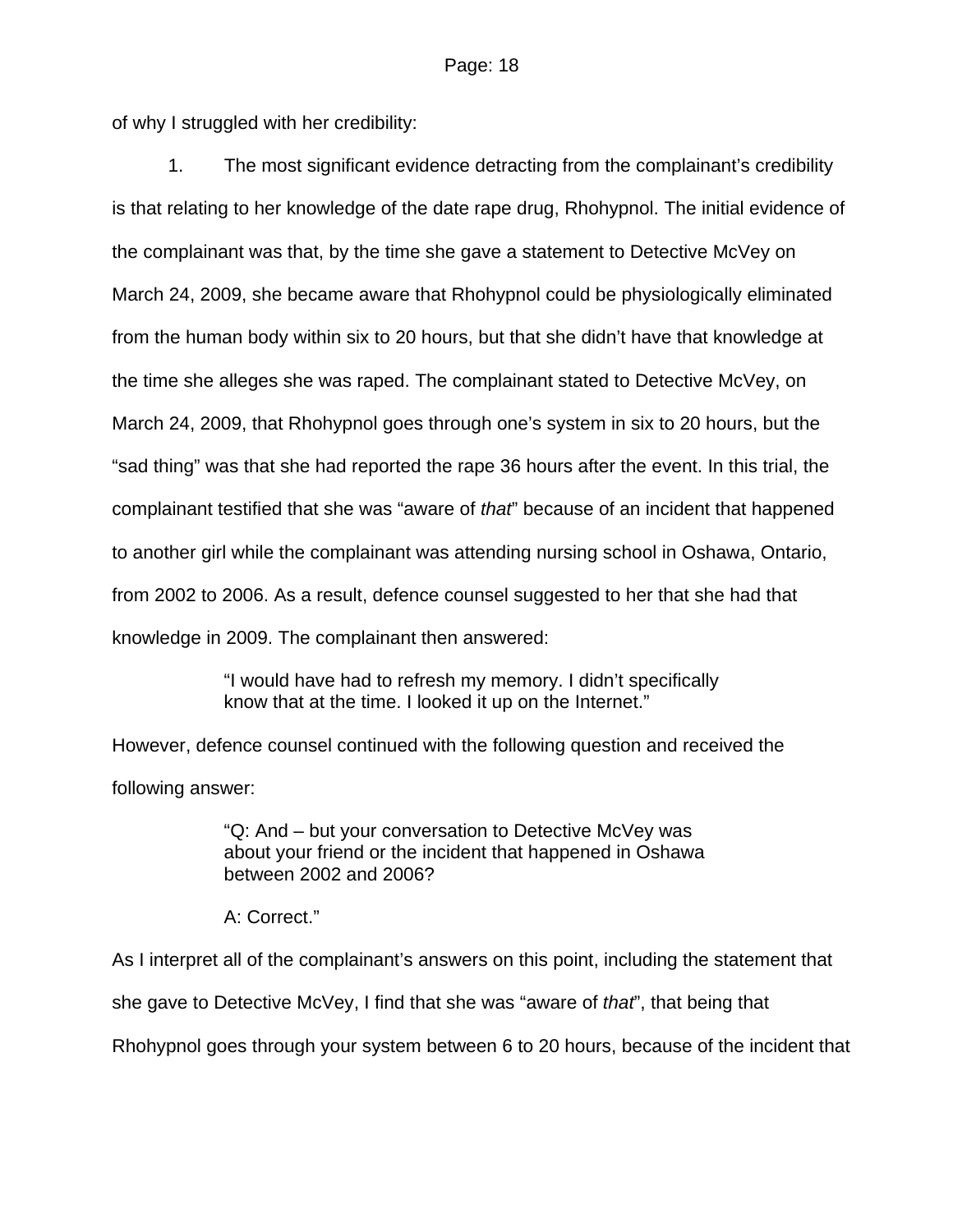of why I struggled with her credibility:

1. The most significant evidence detracting from the complainant's credibility is that relating to her knowledge of the date rape drug, Rhohypnol. The initial evidence of the complainant was that, by the time she gave a statement to Detective McVey on March 24, 2009, she became aware that Rhohypnol could be physiologically eliminated from the human body within six to 20 hours, but that she didn't have that knowledge at the time she alleges she was raped. The complainant stated to Detective McVey, on March 24, 2009, that Rhohypnol goes through one's system in six to 20 hours, but the "sad thing" was that she had reported the rape 36 hours after the event. In this trial, the complainant testified that she was "aware of *that*" because of an incident that happened to another girl while the complainant was attending nursing school in Oshawa, Ontario, from 2002 to 2006. As a result, defence counsel suggested to her that she had that knowledge in 2009. The complainant then answered:

> "I would have had to refresh my memory. I didn't specifically know that at the time. I looked it up on the Internet."

However, defence counsel continued with the following question and received the following answer:

> "Q: And – but your conversation to Detective McVey was about your friend or the incident that happened in Oshawa between 2002 and 2006?
>
> A: Correct."

As I interpret all of the complainant's answers on this point, including the statement that she gave to Detective McVey, I find that she was "aware of *that*", that being that Rhohypnol goes through your system between 6 to 20 hours, because of the incident that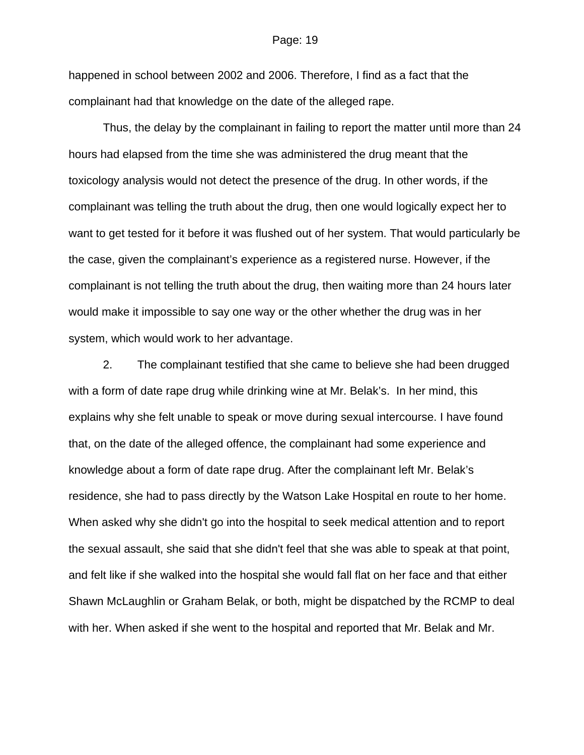happened in school between 2002 and 2006. Therefore, I find as a fact that the complainant had that knowledge on the date of the alleged rape.

Thus, the delay by the complainant in failing to report the matter until more than 24 hours had elapsed from the time she was administered the drug meant that the toxicology analysis would not detect the presence of the drug. In other words, if the complainant was telling the truth about the drug, then one would logically expect her to want to get tested for it before it was flushed out of her system. That would particularly be the case, given the complainant's experience as a registered nurse. However, if the complainant is not telling the truth about the drug, then waiting more than 24 hours later would make it impossible to say one way or the other whether the drug was in her system, which would work to her advantage.

2. The complainant testified that she came to believe she had been drugged with a form of date rape drug while drinking wine at Mr. Belak's. In her mind, this explains why she felt unable to speak or move during sexual intercourse. I have found that, on the date of the alleged offence, the complainant had some experience and knowledge about a form of date rape drug. After the complainant left Mr. Belak's residence, she had to pass directly by the Watson Lake Hospital en route to her home. When asked why she didn't go into the hospital to seek medical attention and to report the sexual assault, she said that she didn't feel that she was able to speak at that point, and felt like if she walked into the hospital she would fall flat on her face and that either Shawn McLaughlin or Graham Belak, or both, might be dispatched by the RCMP to deal with her. When asked if she went to the hospital and reported that Mr. Belak and Mr.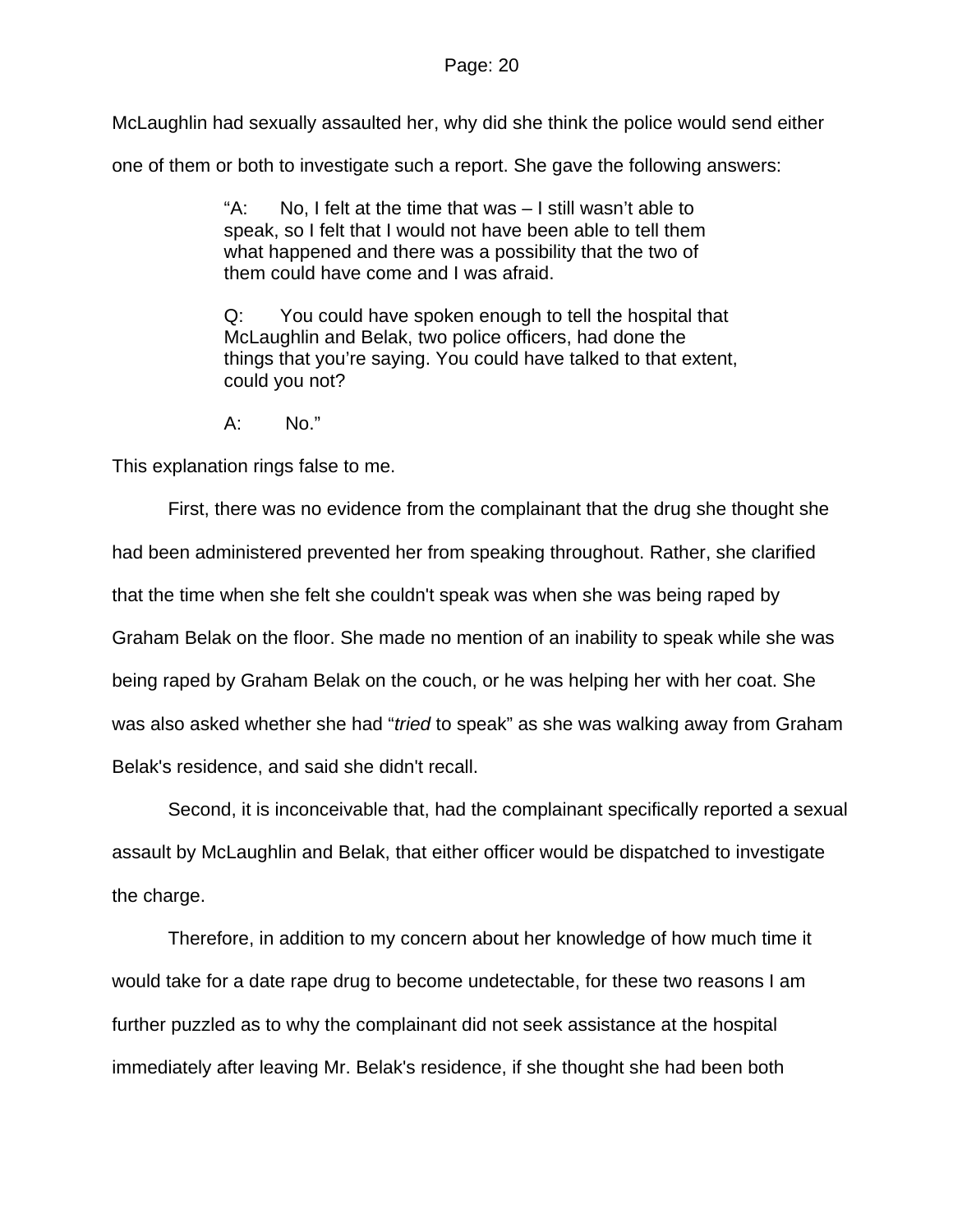McLaughlin had sexually assaulted her, why did she think the police would send either one of them or both to investigate such a report. She gave the following answers:

> "A: No, I felt at the time that was – I still wasn't able to speak, so I felt that I would not have been able to tell them what happened and there was a possibility that the two of them could have come and I was afraid.
>
> Q: You could have spoken enough to tell the hospital that McLaughlin and Belak, two police officers, had done the things that you're saying. You could have talked to that extent, could you not?
>
> A: No."

This explanation rings false to me.

First, there was no evidence from the complainant that the drug she thought she had been administered prevented her from speaking throughout. Rather, she clarified that the time when she felt she couldn't speak was when she was being raped by Graham Belak on the floor. She made no mention of an inability to speak while she was being raped by Graham Belak on the couch, or he was helping her with her coat. She was also asked whether she had "*tried* to speak" as she was walking away from Graham Belak's residence, and said she didn't recall.

Second, it is inconceivable that, had the complainant specifically reported a sexual assault by McLaughlin and Belak, that either officer would be dispatched to investigate the charge.

Therefore, in addition to my concern about her knowledge of how much time it would take for a date rape drug to become undetectable, for these two reasons I am further puzzled as to why the complainant did not seek assistance at the hospital immediately after leaving Mr. Belak's residence, if she thought she had been both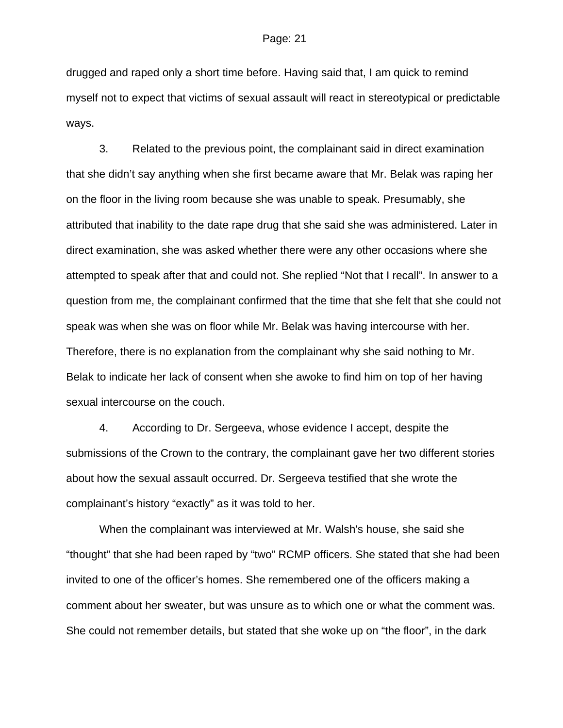drugged and raped only a short time before. Having said that, I am quick to remind myself not to expect that victims of sexual assault will react in stereotypical or predictable ways.

3. Related to the previous point, the complainant said in direct examination that she didn't say anything when she first became aware that Mr. Belak was raping her on the floor in the living room because she was unable to speak. Presumably, she attributed that inability to the date rape drug that she said she was administered. Later in direct examination, she was asked whether there were any other occasions where she attempted to speak after that and could not. She replied "Not that I recall". In answer to a question from me, the complainant confirmed that the time that she felt that she could not speak was when she was on floor while Mr. Belak was having intercourse with her. Therefore, there is no explanation from the complainant why she said nothing to Mr. Belak to indicate her lack of consent when she awoke to find him on top of her having sexual intercourse on the couch.

4. According to Dr. Sergeeva, whose evidence I accept, despite the submissions of the Crown to the contrary, the complainant gave her two different stories about how the sexual assault occurred. Dr. Sergeeva testified that she wrote the complainant's history "exactly" as it was told to her.

When the complainant was interviewed at Mr. Walsh's house, she said she "thought" that she had been raped by "two" RCMP officers. She stated that she had been invited to one of the officer's homes. She remembered one of the officers making a comment about her sweater, but was unsure as to which one or what the comment was. She could not remember details, but stated that she woke up on "the floor", in the dark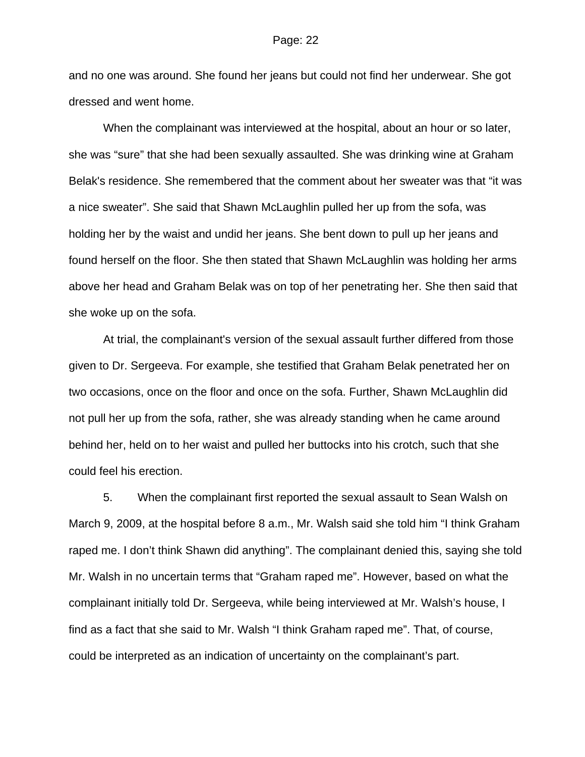and no one was around. She found her jeans but could not find her underwear. She got dressed and went home.

When the complainant was interviewed at the hospital, about an hour or so later, she was "sure" that she had been sexually assaulted. She was drinking wine at Graham Belak's residence. She remembered that the comment about her sweater was that "it was a nice sweater". She said that Shawn McLaughlin pulled her up from the sofa, was holding her by the waist and undid her jeans. She bent down to pull up her jeans and found herself on the floor. She then stated that Shawn McLaughlin was holding her arms above her head and Graham Belak was on top of her penetrating her. She then said that she woke up on the sofa.

At trial, the complainant's version of the sexual assault further differed from those given to Dr. Sergeeva. For example, she testified that Graham Belak penetrated her on two occasions, once on the floor and once on the sofa. Further, Shawn McLaughlin did not pull her up from the sofa, rather, she was already standing when he came around behind her, held on to her waist and pulled her buttocks into his crotch, such that she could feel his erection.

5. When the complainant first reported the sexual assault to Sean Walsh on March 9, 2009, at the hospital before 8 a.m., Mr. Walsh said she told him "I think Graham raped me. I don't think Shawn did anything". The complainant denied this, saying she told Mr. Walsh in no uncertain terms that "Graham raped me". However, based on what the complainant initially told Dr. Sergeeva, while being interviewed at Mr. Walsh's house, I find as a fact that she said to Mr. Walsh "I think Graham raped me". That, of course, could be interpreted as an indication of uncertainty on the complainant's part.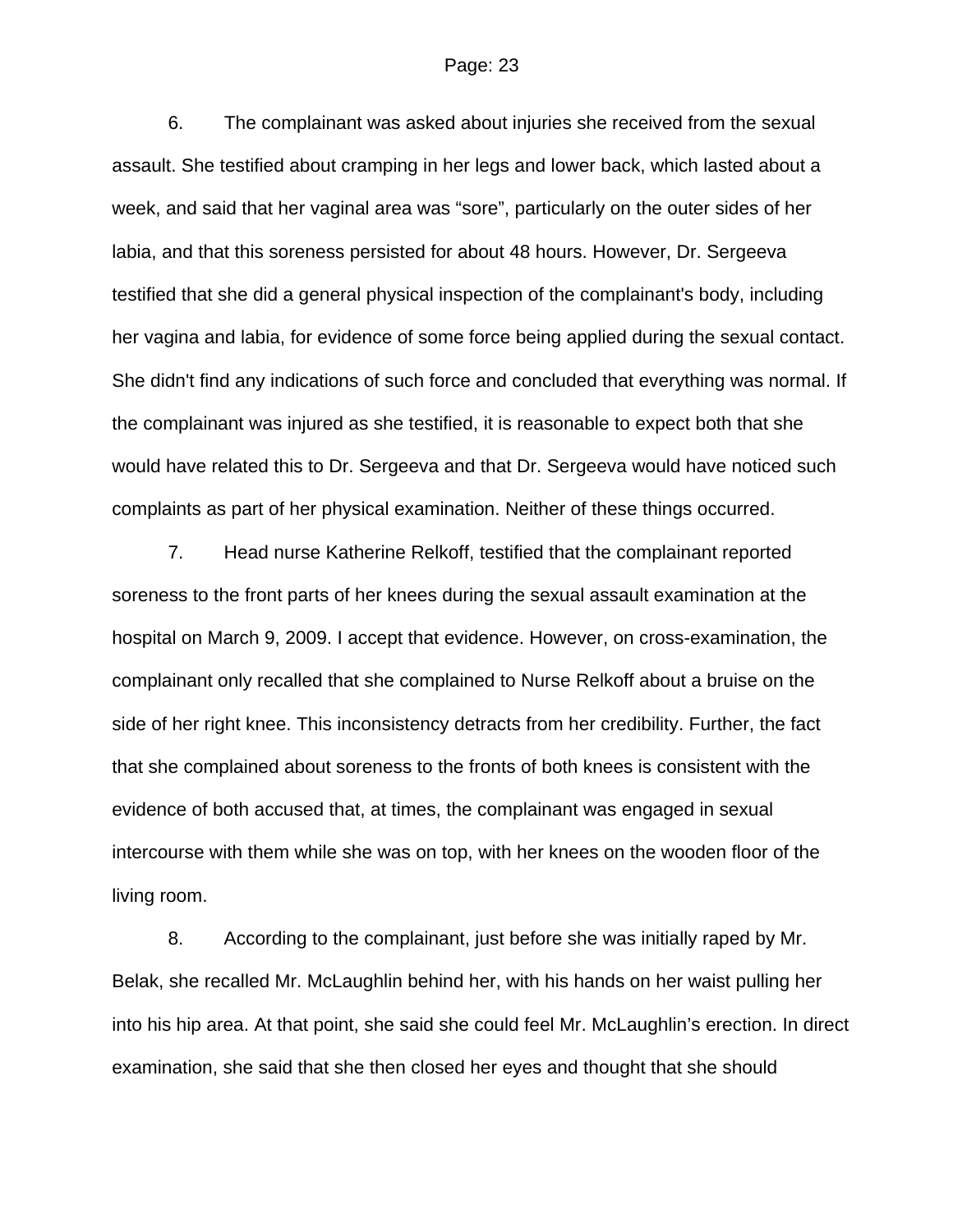6. The complainant was asked about injuries she received from the sexual assault. She testified about cramping in her legs and lower back, which lasted about a week, and said that her vaginal area was "sore", particularly on the outer sides of her labia, and that this soreness persisted for about 48 hours. However, Dr. Sergeeva testified that she did a general physical inspection of the complainant's body, including her vagina and labia, for evidence of some force being applied during the sexual contact. She didn't find any indications of such force and concluded that everything was normal. If the complainant was injured as she testified, it is reasonable to expect both that she would have related this to Dr. Sergeeva and that Dr. Sergeeva would have noticed such complaints as part of her physical examination. Neither of these things occurred.

7. Head nurse Katherine Relkoff, testified that the complainant reported soreness to the front parts of her knees during the sexual assault examination at the hospital on March 9, 2009. I accept that evidence. However, on cross-examination, the complainant only recalled that she complained to Nurse Relkoff about a bruise on the side of her right knee. This inconsistency detracts from her credibility. Further, the fact that she complained about soreness to the fronts of both knees is consistent with the evidence of both accused that, at times, the complainant was engaged in sexual intercourse with them while she was on top, with her knees on the wooden floor of the living room.

8. According to the complainant, just before she was initially raped by Mr. Belak, she recalled Mr. McLaughlin behind her, with his hands on her waist pulling her into his hip area. At that point, she said she could feel Mr. McLaughlin's erection. In direct examination, she said that she then closed her eyes and thought that she should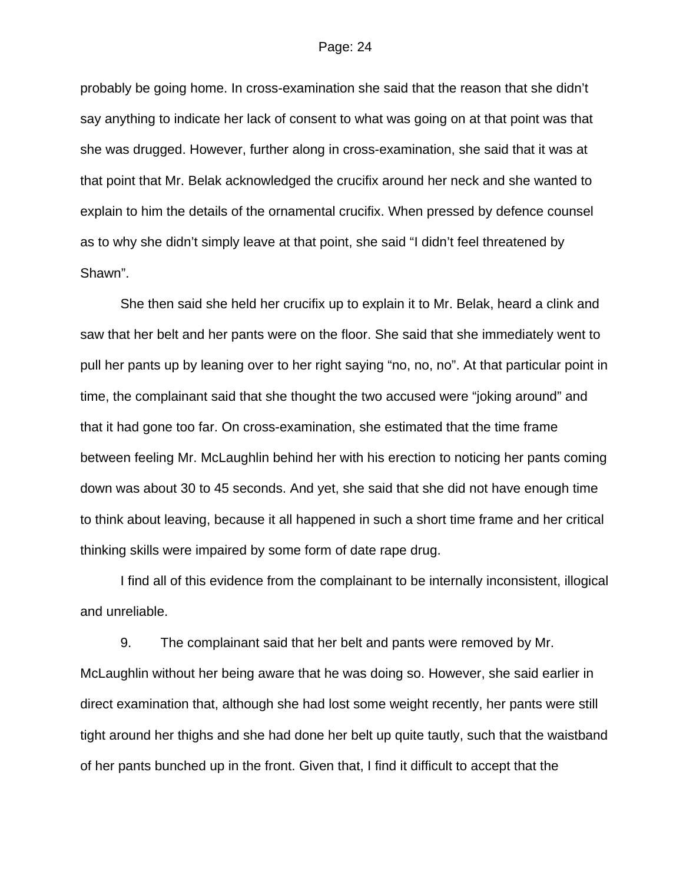probably be going home. In cross-examination she said that the reason that she didn't say anything to indicate her lack of consent to what was going on at that point was that she was drugged. However, further along in cross-examination, she said that it was at that point that Mr. Belak acknowledged the crucifix around her neck and she wanted to explain to him the details of the ornamental crucifix. When pressed by defence counsel as to why she didn't simply leave at that point, she said "I didn't feel threatened by Shawn".

She then said she held her crucifix up to explain it to Mr. Belak, heard a clink and saw that her belt and her pants were on the floor. She said that she immediately went to pull her pants up by leaning over to her right saying "no, no, no". At that particular point in time, the complainant said that she thought the two accused were "joking around" and that it had gone too far. On cross-examination, she estimated that the time frame between feeling Mr. McLaughlin behind her with his erection to noticing her pants coming down was about 30 to 45 seconds. And yet, she said that she did not have enough time to think about leaving, because it all happened in such a short time frame and her critical thinking skills were impaired by some form of date rape drug.

I find all of this evidence from the complainant to be internally inconsistent, illogical and unreliable.

9. The complainant said that her belt and pants were removed by Mr. McLaughlin without her being aware that he was doing so. However, she said earlier in direct examination that, although she had lost some weight recently, her pants were still tight around her thighs and she had done her belt up quite tautly, such that the waistband of her pants bunched up in the front. Given that, I find it difficult to accept that the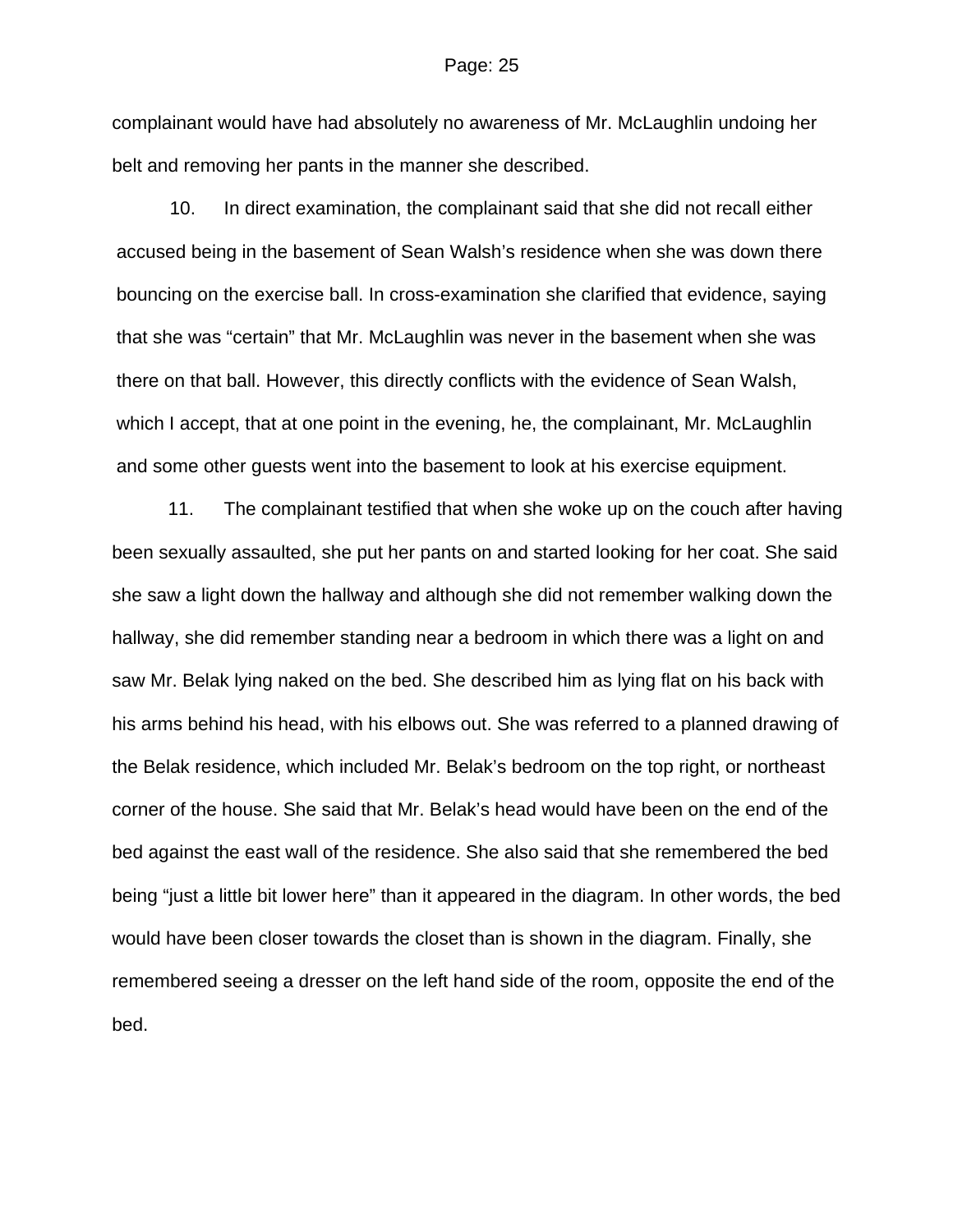complainant would have had absolutely no awareness of Mr. McLaughlin undoing her belt and removing her pants in the manner she described.

10. In direct examination, the complainant said that she did not recall either accused being in the basement of Sean Walsh's residence when she was down there bouncing on the exercise ball. In cross-examination she clarified that evidence, saying that she was "certain" that Mr. McLaughlin was never in the basement when she was there on that ball. However, this directly conflicts with the evidence of Sean Walsh, which I accept, that at one point in the evening, he, the complainant, Mr. McLaughlin and some other guests went into the basement to look at his exercise equipment.

11. The complainant testified that when she woke up on the couch after having been sexually assaulted, she put her pants on and started looking for her coat. She said she saw a light down the hallway and although she did not remember walking down the hallway, she did remember standing near a bedroom in which there was a light on and saw Mr. Belak lying naked on the bed. She described him as lying flat on his back with his arms behind his head, with his elbows out. She was referred to a planned drawing of the Belak residence, which included Mr. Belak's bedroom on the top right, or northeast corner of the house. She said that Mr. Belak's head would have been on the end of the bed against the east wall of the residence. She also said that she remembered the bed being "just a little bit lower here" than it appeared in the diagram. In other words, the bed would have been closer towards the closet than is shown in the diagram. Finally, she remembered seeing a dresser on the left hand side of the room, opposite the end of the bed.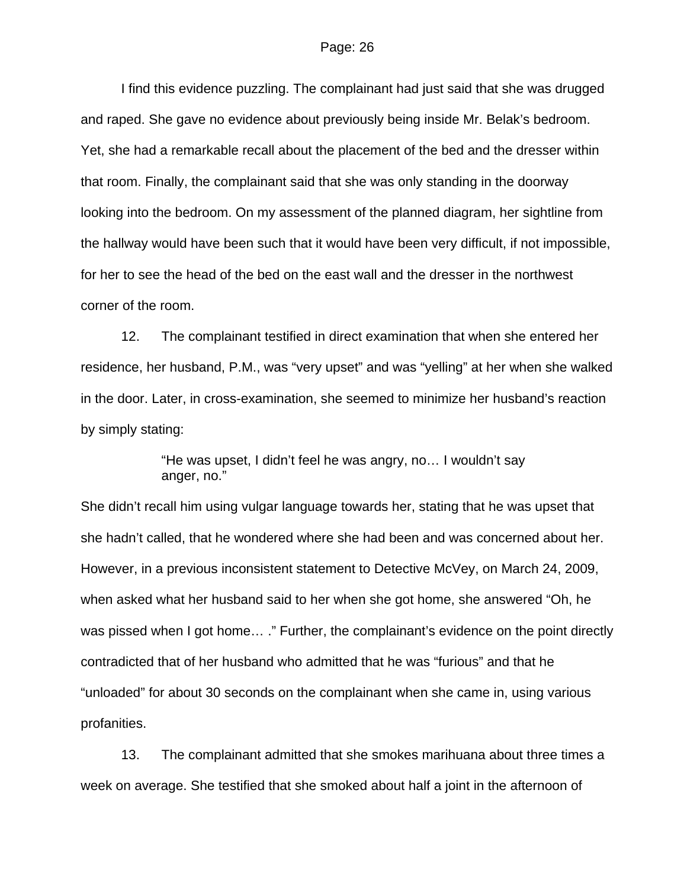I find this evidence puzzling. The complainant had just said that she was drugged and raped. She gave no evidence about previously being inside Mr. Belak's bedroom. Yet, she had a remarkable recall about the placement of the bed and the dresser within that room. Finally, the complainant said that she was only standing in the doorway looking into the bedroom. On my assessment of the planned diagram, her sightline from the hallway would have been such that it would have been very difficult, if not impossible, for her to see the head of the bed on the east wall and the dresser in the northwest corner of the room.

12. The complainant testified in direct examination that when she entered her residence, her husband, P.M., was "very upset" and was "yelling" at her when she walked in the door. Later, in cross-examination, she seemed to minimize her husband's reaction by simply stating:

> "He was upset, I didn't feel he was angry, no… I wouldn't say anger, no."

She didn't recall him using vulgar language towards her, stating that he was upset that she hadn't called, that he wondered where she had been and was concerned about her. However, in a previous inconsistent statement to Detective McVey, on March 24, 2009, when asked what her husband said to her when she got home, she answered "Oh, he was pissed when I got home… ." Further, the complainant's evidence on the point directly contradicted that of her husband who admitted that he was "furious" and that he "unloaded" for about 30 seconds on the complainant when she came in, using various profanities.

13. The complainant admitted that she smokes marihuana about three times a week on average. She testified that she smoked about half a joint in the afternoon of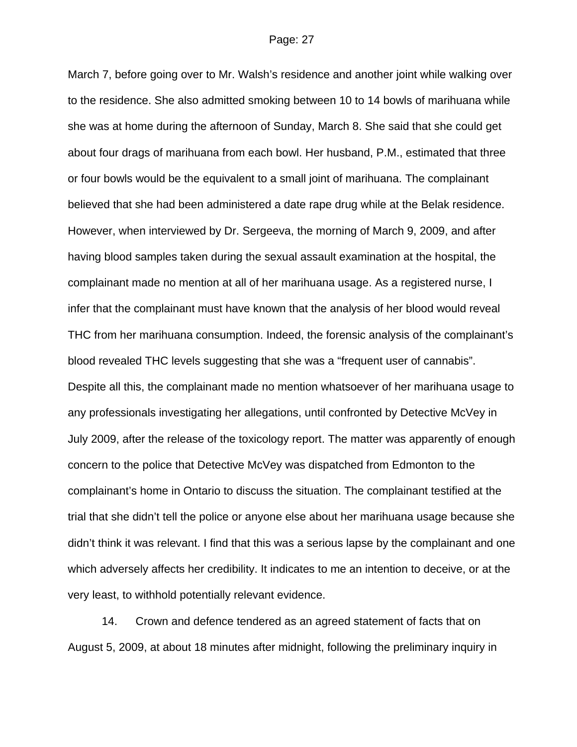March 7, before going over to Mr. Walsh's residence and another joint while walking over to the residence. She also admitted smoking between 10 to 14 bowls of marihuana while she was at home during the afternoon of Sunday, March 8. She said that she could get about four drags of marihuana from each bowl. Her husband, P.M., estimated that three or four bowls would be the equivalent to a small joint of marihuana. The complainant believed that she had been administered a date rape drug while at the Belak residence. However, when interviewed by Dr. Sergeeva, the morning of March 9, 2009, and after having blood samples taken during the sexual assault examination at the hospital, the complainant made no mention at all of her marihuana usage. As a registered nurse, I infer that the complainant must have known that the analysis of her blood would reveal THC from her marihuana consumption. Indeed, the forensic analysis of the complainant's blood revealed THC levels suggesting that she was a "frequent user of cannabis". Despite all this, the complainant made no mention whatsoever of her marihuana usage to any professionals investigating her allegations, until confronted by Detective McVey in July 2009, after the release of the toxicology report. The matter was apparently of enough concern to the police that Detective McVey was dispatched from Edmonton to the complainant's home in Ontario to discuss the situation. The complainant testified at the trial that she didn't tell the police or anyone else about her marihuana usage because she didn't think it was relevant. I find that this was a serious lapse by the complainant and one which adversely affects her credibility. It indicates to me an intention to deceive, or at the very least, to withhold potentially relevant evidence.

14. Crown and defence tendered as an agreed statement of facts that on August 5, 2009, at about 18 minutes after midnight, following the preliminary inquiry in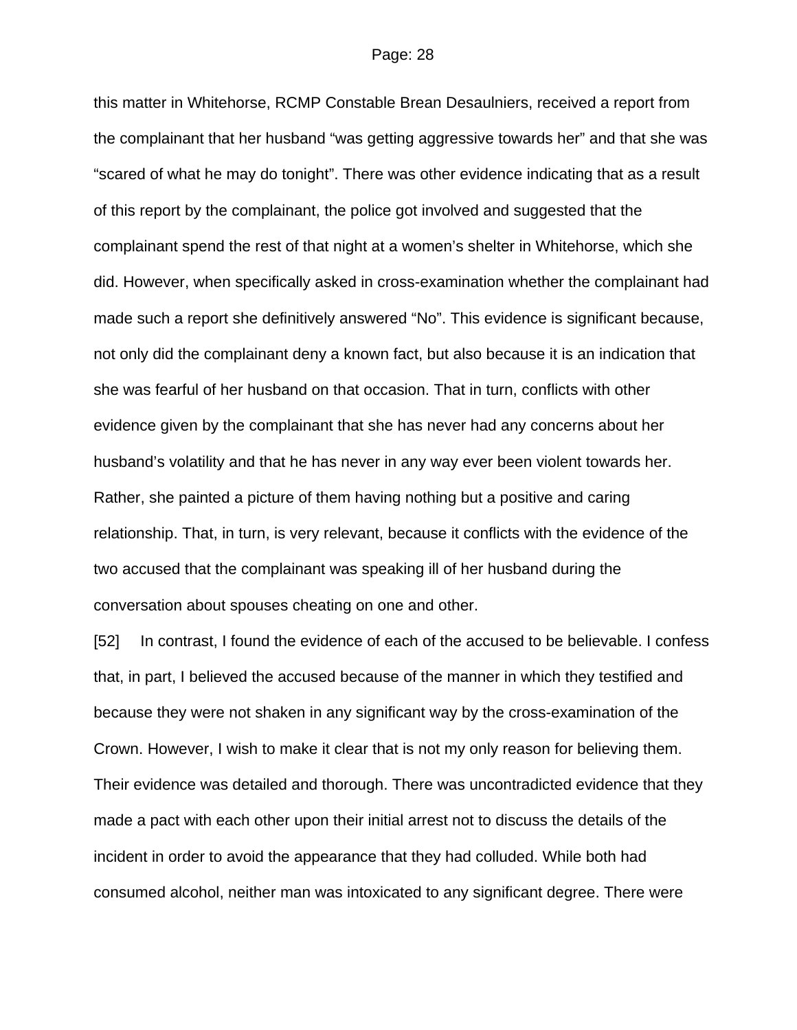this matter in Whitehorse, RCMP Constable Brean Desaulniers, received a report from the complainant that her husband "was getting aggressive towards her" and that she was "scared of what he may do tonight". There was other evidence indicating that as a result of this report by the complainant, the police got involved and suggested that the complainant spend the rest of that night at a women's shelter in Whitehorse, which she did. However, when specifically asked in cross-examination whether the complainant had made such a report she definitively answered "No". This evidence is significant because, not only did the complainant deny a known fact, but also because it is an indication that she was fearful of her husband on that occasion. That in turn, conflicts with other evidence given by the complainant that she has never had any concerns about her husband's volatility and that he has never in any way ever been violent towards her. Rather, she painted a picture of them having nothing but a positive and caring relationship. That, in turn, is very relevant, because it conflicts with the evidence of the two accused that the complainant was speaking ill of her husband during the conversation about spouses cheating on one and other.

[52] In contrast, I found the evidence of each of the accused to be believable. I confess that, in part, I believed the accused because of the manner in which they testified and because they were not shaken in any significant way by the cross-examination of the Crown. However, I wish to make it clear that is not my only reason for believing them. Their evidence was detailed and thorough. There was uncontradicted evidence that they made a pact with each other upon their initial arrest not to discuss the details of the incident in order to avoid the appearance that they had colluded. While both had consumed alcohol, neither man was intoxicated to any significant degree. There were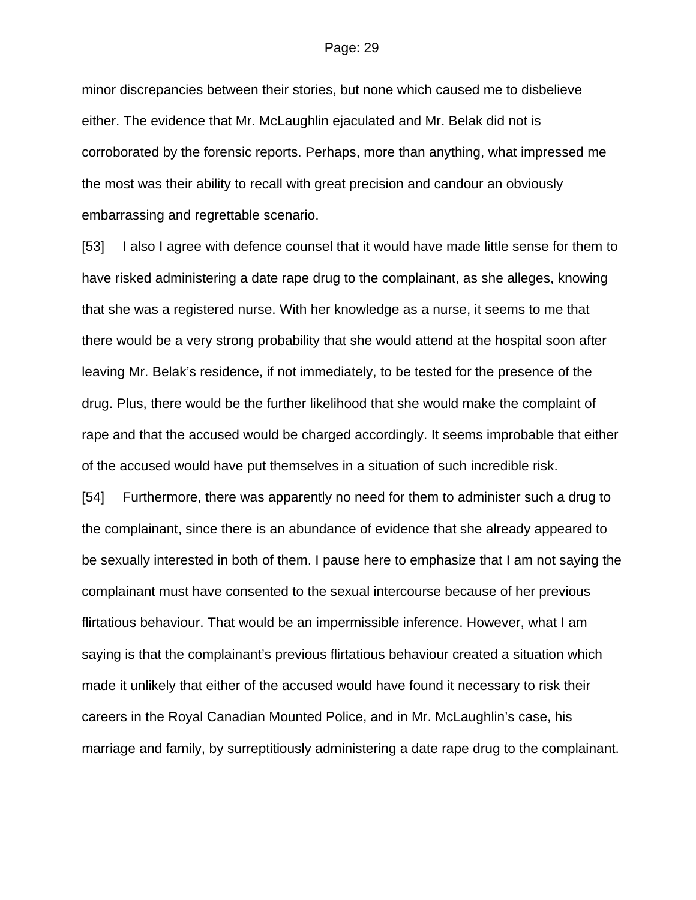minor discrepancies between their stories, but none which caused me to disbelieve either. The evidence that Mr. McLaughlin ejaculated and Mr. Belak did not is corroborated by the forensic reports. Perhaps, more than anything, what impressed me the most was their ability to recall with great precision and candour an obviously embarrassing and regrettable scenario.

[53] I also I agree with defence counsel that it would have made little sense for them to have risked administering a date rape drug to the complainant, as she alleges, knowing that she was a registered nurse. With her knowledge as a nurse, it seems to me that there would be a very strong probability that she would attend at the hospital soon after leaving Mr. Belak's residence, if not immediately, to be tested for the presence of the drug. Plus, there would be the further likelihood that she would make the complaint of rape and that the accused would be charged accordingly. It seems improbable that either of the accused would have put themselves in a situation of such incredible risk.

[54] Furthermore, there was apparently no need for them to administer such a drug to the complainant, since there is an abundance of evidence that she already appeared to be sexually interested in both of them. I pause here to emphasize that I am not saying the complainant must have consented to the sexual intercourse because of her previous flirtatious behaviour. That would be an impermissible inference. However, what I am saying is that the complainant's previous flirtatious behaviour created a situation which made it unlikely that either of the accused would have found it necessary to risk their careers in the Royal Canadian Mounted Police, and in Mr. McLaughlin's case, his marriage and family, by surreptitiously administering a date rape drug to the complainant.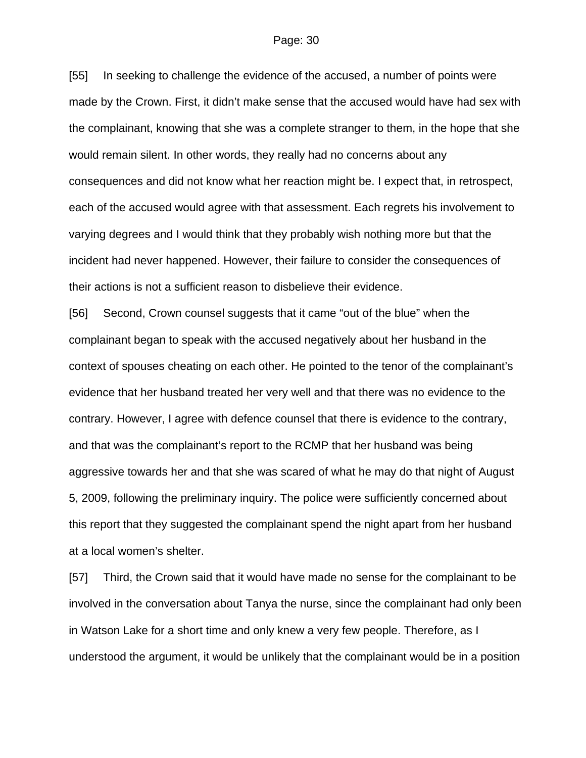[55] In seeking to challenge the evidence of the accused, a number of points were made by the Crown. First, it didn't make sense that the accused would have had sex with the complainant, knowing that she was a complete stranger to them, in the hope that she would remain silent. In other words, they really had no concerns about any consequences and did not know what her reaction might be. I expect that, in retrospect, each of the accused would agree with that assessment. Each regrets his involvement to varying degrees and I would think that they probably wish nothing more but that the incident had never happened. However, their failure to consider the consequences of their actions is not a sufficient reason to disbelieve their evidence.

[56] Second, Crown counsel suggests that it came "out of the blue" when the complainant began to speak with the accused negatively about her husband in the context of spouses cheating on each other. He pointed to the tenor of the complainant's evidence that her husband treated her very well and that there was no evidence to the contrary. However, I agree with defence counsel that there is evidence to the contrary, and that was the complainant's report to the RCMP that her husband was being aggressive towards her and that she was scared of what he may do that night of August 5, 2009, following the preliminary inquiry. The police were sufficiently concerned about this report that they suggested the complainant spend the night apart from her husband at a local women's shelter.

[57] Third, the Crown said that it would have made no sense for the complainant to be involved in the conversation about Tanya the nurse, since the complainant had only been in Watson Lake for a short time and only knew a very few people. Therefore, as I understood the argument, it would be unlikely that the complainant would be in a position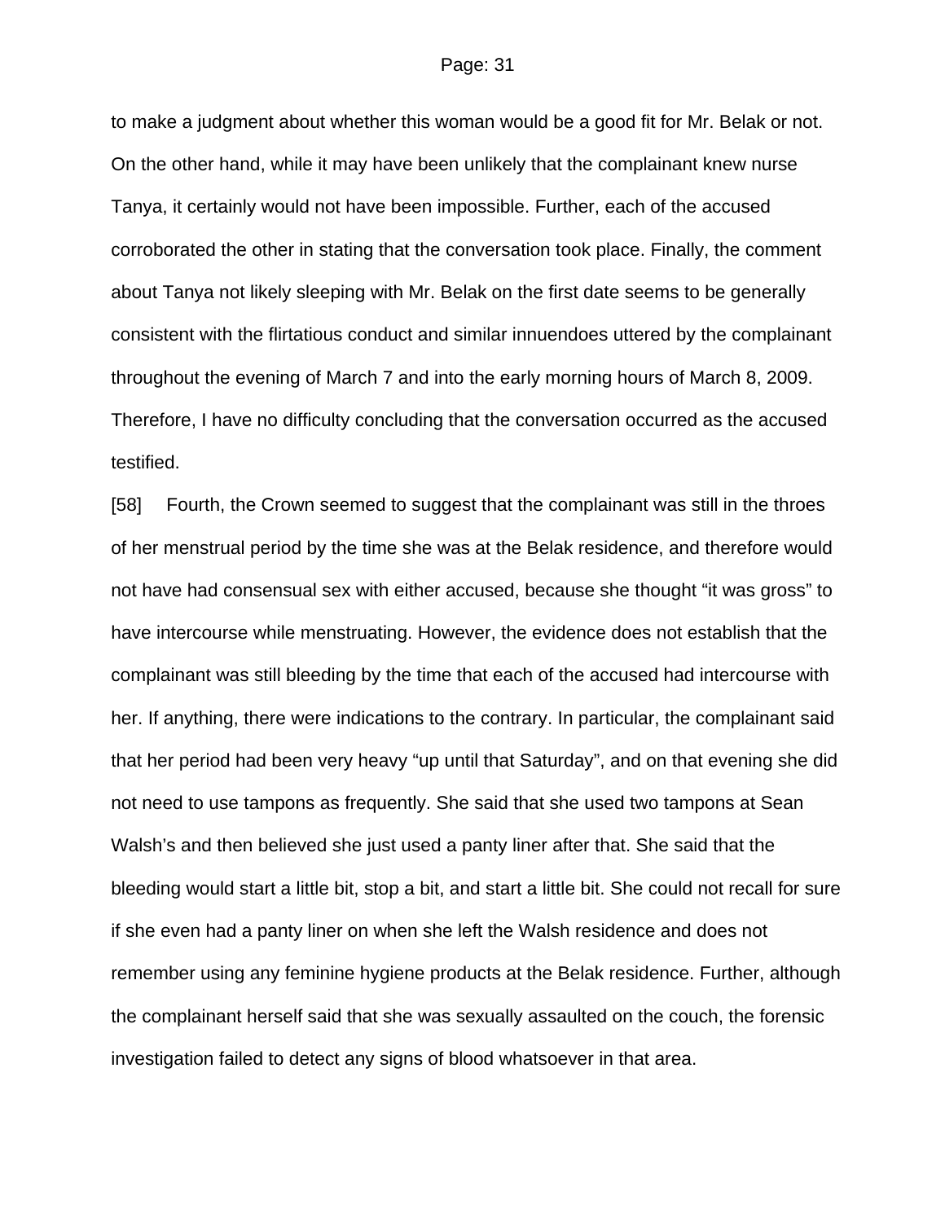to make a judgment about whether this woman would be a good fit for Mr. Belak or not. On the other hand, while it may have been unlikely that the complainant knew nurse Tanya, it certainly would not have been impossible. Further, each of the accused corroborated the other in stating that the conversation took place. Finally, the comment about Tanya not likely sleeping with Mr. Belak on the first date seems to be generally consistent with the flirtatious conduct and similar innuendoes uttered by the complainant throughout the evening of March 7 and into the early morning hours of March 8, 2009. Therefore, I have no difficulty concluding that the conversation occurred as the accused testified.

[58] Fourth, the Crown seemed to suggest that the complainant was still in the throes of her menstrual period by the time she was at the Belak residence, and therefore would not have had consensual sex with either accused, because she thought "it was gross" to have intercourse while menstruating. However, the evidence does not establish that the complainant was still bleeding by the time that each of the accused had intercourse with her. If anything, there were indications to the contrary. In particular, the complainant said that her period had been very heavy "up until that Saturday", and on that evening she did not need to use tampons as frequently. She said that she used two tampons at Sean Walsh's and then believed she just used a panty liner after that. She said that the bleeding would start a little bit, stop a bit, and start a little bit. She could not recall for sure if she even had a panty liner on when she left the Walsh residence and does not remember using any feminine hygiene products at the Belak residence. Further, although the complainant herself said that she was sexually assaulted on the couch, the forensic investigation failed to detect any signs of blood whatsoever in that area.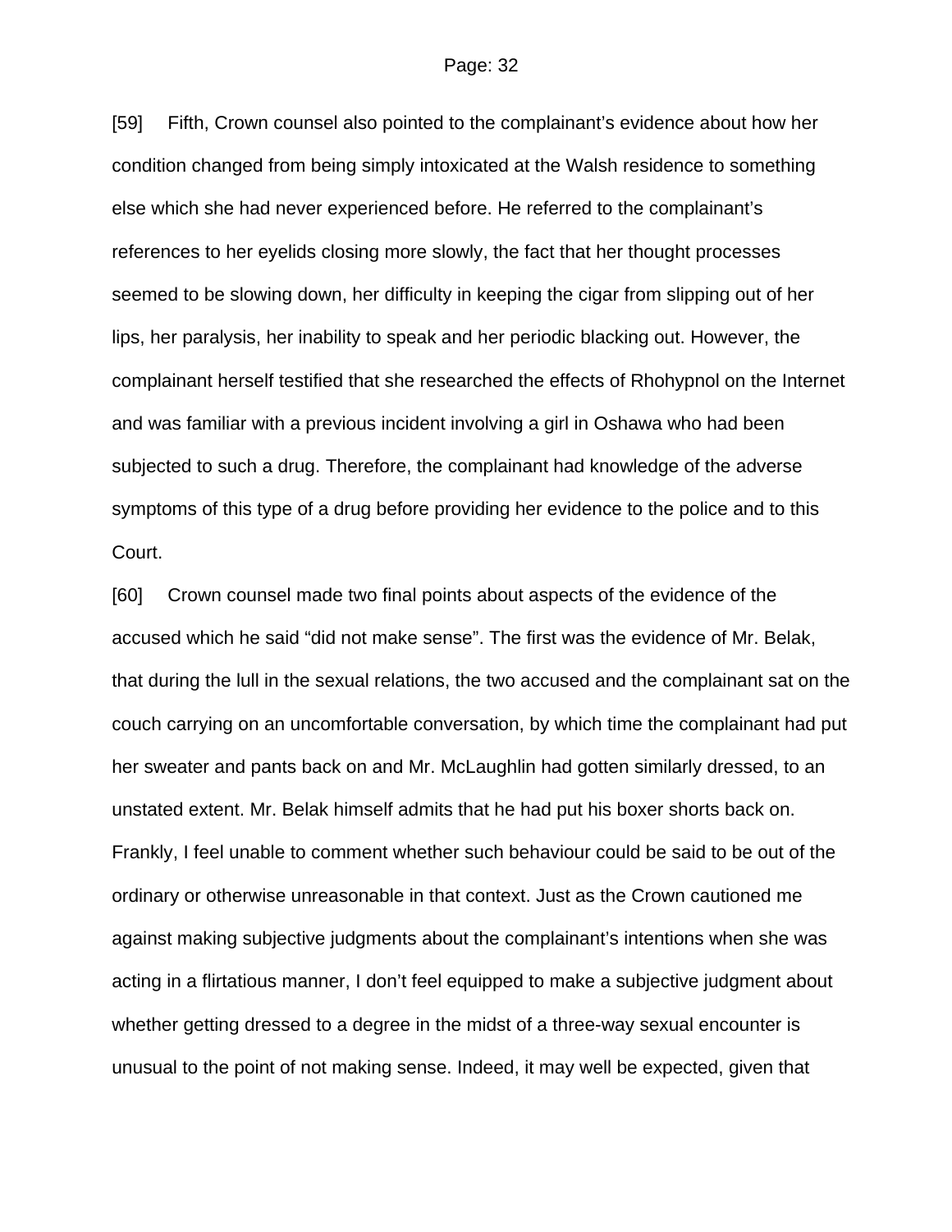[59] Fifth, Crown counsel also pointed to the complainant's evidence about how her condition changed from being simply intoxicated at the Walsh residence to something else which she had never experienced before. He referred to the complainant's references to her eyelids closing more slowly, the fact that her thought processes seemed to be slowing down, her difficulty in keeping the cigar from slipping out of her lips, her paralysis, her inability to speak and her periodic blacking out. However, the complainant herself testified that she researched the effects of Rhohypnol on the Internet and was familiar with a previous incident involving a girl in Oshawa who had been subjected to such a drug. Therefore, the complainant had knowledge of the adverse symptoms of this type of a drug before providing her evidence to the police and to this Court.

[60] Crown counsel made two final points about aspects of the evidence of the accused which he said "did not make sense". The first was the evidence of Mr. Belak, that during the lull in the sexual relations, the two accused and the complainant sat on the couch carrying on an uncomfortable conversation, by which time the complainant had put her sweater and pants back on and Mr. McLaughlin had gotten similarly dressed, to an unstated extent. Mr. Belak himself admits that he had put his boxer shorts back on. Frankly, I feel unable to comment whether such behaviour could be said to be out of the ordinary or otherwise unreasonable in that context. Just as the Crown cautioned me against making subjective judgments about the complainant's intentions when she was acting in a flirtatious manner, I don't feel equipped to make a subjective judgment about whether getting dressed to a degree in the midst of a three-way sexual encounter is unusual to the point of not making sense. Indeed, it may well be expected, given that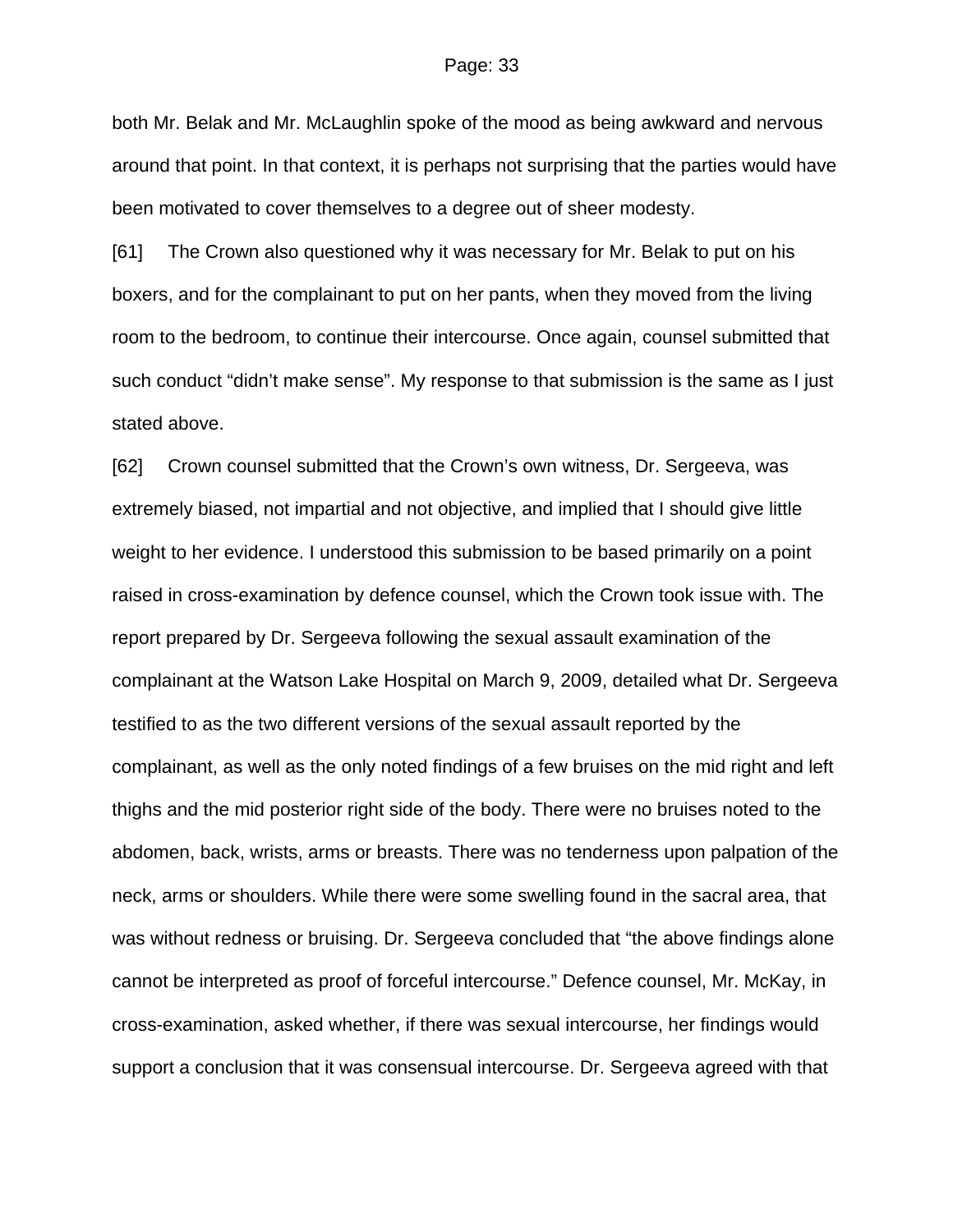both Mr. Belak and Mr. McLaughlin spoke of the mood as being awkward and nervous around that point. In that context, it is perhaps not surprising that the parties would have been motivated to cover themselves to a degree out of sheer modesty.

[61] The Crown also questioned why it was necessary for Mr. Belak to put on his boxers, and for the complainant to put on her pants, when they moved from the living room to the bedroom, to continue their intercourse. Once again, counsel submitted that such conduct "didn't make sense". My response to that submission is the same as I just stated above.

[62] Crown counsel submitted that the Crown's own witness, Dr. Sergeeva, was extremely biased, not impartial and not objective, and implied that I should give little weight to her evidence. I understood this submission to be based primarily on a point raised in cross-examination by defence counsel, which the Crown took issue with. The report prepared by Dr. Sergeeva following the sexual assault examination of the complainant at the Watson Lake Hospital on March 9, 2009, detailed what Dr. Sergeeva testified to as the two different versions of the sexual assault reported by the complainant, as well as the only noted findings of a few bruises on the mid right and left thighs and the mid posterior right side of the body. There were no bruises noted to the abdomen, back, wrists, arms or breasts. There was no tenderness upon palpation of the neck, arms or shoulders. While there were some swelling found in the sacral area, that was without redness or bruising. Dr. Sergeeva concluded that "the above findings alone cannot be interpreted as proof of forceful intercourse." Defence counsel, Mr. McKay, in cross-examination, asked whether, if there was sexual intercourse, her findings would support a conclusion that it was consensual intercourse. Dr. Sergeeva agreed with that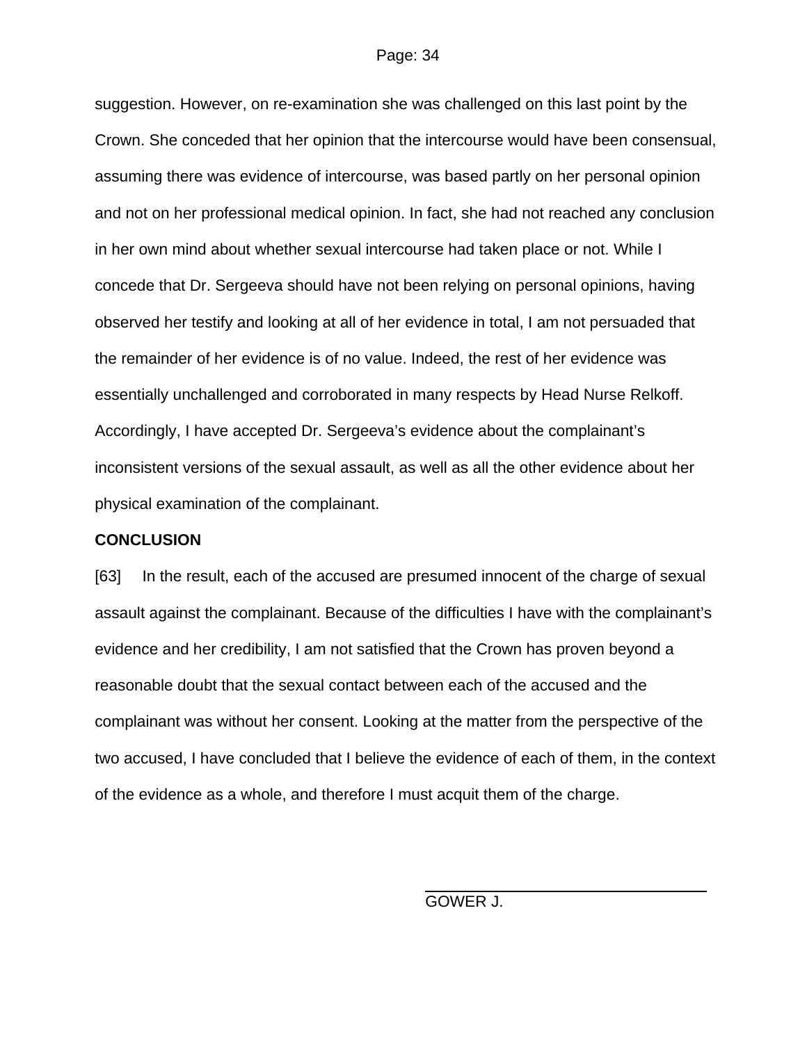suggestion. However, on re-examination she was challenged on this last point by the Crown. She conceded that her opinion that the intercourse would have been consensual, assuming there was evidence of intercourse, was based partly on her personal opinion and not on her professional medical opinion. In fact, she had not reached any conclusion in her own mind about whether sexual intercourse had taken place or not. While I concede that Dr. Sergeeva should have not been relying on personal opinions, having observed her testify and looking at all of her evidence in total, I am not persuaded that the remainder of her evidence is of no value. Indeed, the rest of her evidence was essentially unchallenged and corroborated in many respects by Head Nurse Relkoff. Accordingly, I have accepted Dr. Sergeeva's evidence about the complainant's inconsistent versions of the sexual assault, as well as all the other evidence about her physical examination of the complainant.

## CONCLUSION

[63] In the result, each of the accused are presumed innocent of the charge of sexual assault against the complainant. Because of the difficulties I have with the complainant's evidence and her credibility, I am not satisfied that the Crown has proven beyond a reasonable doubt that the sexual contact between each of the accused and the complainant was without her consent. Looking at the matter from the perspective of the two accused, I have concluded that I believe the evidence of each of them, in the context of the evidence as a whole, and therefore I must acquit them of the charge.

GOWER J.